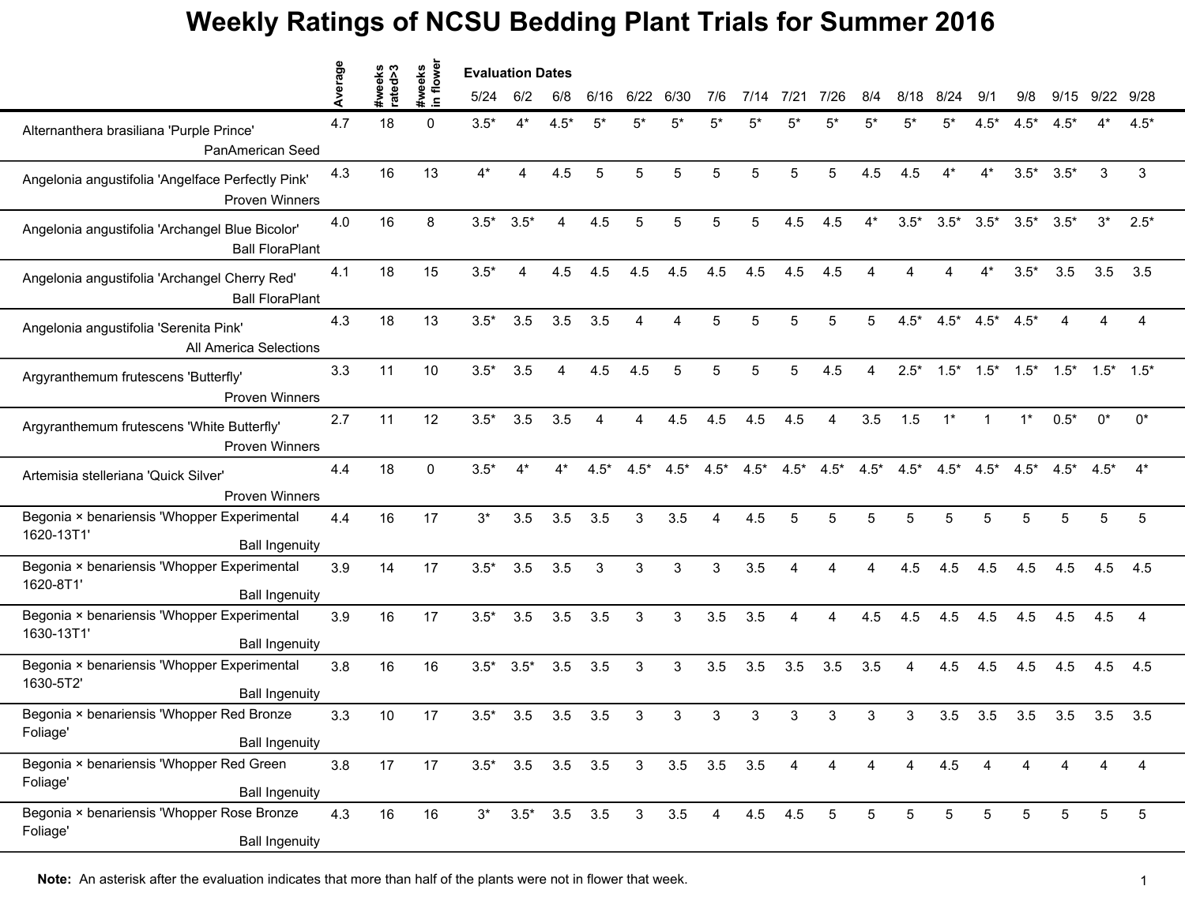# Weekly Ratings of NCSU Bedding Plant Trials for Summer 2016

| | Average | #weeks rated>3 | #weeks in flower | 5/24 | 6/2 | 6/8 | 6/16 | 6/22 | 6/30 | 7/6 | 7/14 | 7/21 | 7/26 | 8/4 | 8/18 | 8/24 | 9/1 | 9/8 | 9/15 | 9/22 | 9/28 |
|---|---|---|---|---|---|---|---|---|---|---|---|---|---|---|---|---|---|---|---|---|---|
| | | | | Evaluation Dates | | | | | | | | | | | | | | | | | |
| Alternanthera brasiliana 'Purple Prince' PanAmerican Seed | 4.7 | 18 | 0 | 3.5* | 4* | 4.5* | 5* | 5* | 5* | 5* | 5* | 5* | 5* | 5* | 5* | 5* | 4.5* | 4.5* | 4.5* | 4* | 4.5* |
| Angelonia angustifolia 'Angelface Perfectly Pink' Proven Winners | 4.3 | 16 | 13 | 4* | 4 | 4.5 | 5 | 5 | 5 | 5 | 5 | 5 | 5 | 4.5 | 4.5 | 4* | 4* | 3.5* | 3.5* | 3 | 3 |
| Angelonia angustifolia 'Archangel Blue Bicolor' Ball FloraPlant | 4.0 | 16 | 8 | 3.5* | 3.5* | 4 | 4.5 | 5 | 5 | 5 | 5 | 4.5 | 4.5 | 4* | 3.5* | 3.5* | 3.5* | 3.5* | 3.5* | 3* | 2.5* |
| Angelonia angustifolia 'Archangel Cherry Red' Ball FloraPlant | 4.1 | 18 | 15 | 3.5* | 4 | 4.5 | 4.5 | 4.5 | 4.5 | 4.5 | 4.5 | 4.5 | 4.5 | 4 | 4 | 4 | 4* | 3.5* | 3.5 | 3.5 | 3.5 |
| Angelonia angustifolia 'Serenita Pink' All America Selections | 4.3 | 18 | 13 | 3.5* | 3.5 | 3.5 | 3.5 | 4 | 4 | 5 | 5 | 5 | 5 | 5 | 4.5* | 4.5* | 4.5* | 4.5* | 4 | 4 | 4 |
| Argyranthemum frutescens 'Butterfly' Proven Winners | 3.3 | 11 | 10 | 3.5* | 3.5 | 4 | 4.5 | 4.5 | 5 | 5 | 5 | 5 | 4.5 | 4 | 2.5* | 1.5* | 1.5* | 1.5* | 1.5* | 1.5* | 1.5* |
| Argyranthemum frutescens 'White Butterfly' Proven Winners | 2.7 | 11 | 12 | 3.5* | 3.5 | 3.5 | 4 | 4 | 4.5 | 4.5 | 4.5 | 4.5 | 4 | 3.5 | 1.5 | 1* | 1 | 1* | 0.5* | 0* | 0* |
| Artemisia stelleriana 'Quick Silver' Proven Winners | 4.4 | 18 | 0 | 3.5* | 4* | 4* | 4.5* | 4.5* | 4.5* | 4.5* | 4.5* | 4.5* | 4.5* | 4.5* | 4.5* | 4.5* | 4.5* | 4.5* | 4.5* | 4.5* | 4* |
| Begonia × benariensis 'Whopper Experimental 1620-13T1' Ball Ingenuity | 4.4 | 16 | 17 | 3* | 3.5 | 3.5 | 3.5 | 3 | 3.5 | 4 | 4.5 | 5 | 5 | 5 | 5 | 5 | 5 | 5 | 5 | 5 | 5 |
| Begonia × benariensis 'Whopper Experimental 1620-8T1' Ball Ingenuity | 3.9 | 14 | 17 | 3.5* | 3.5 | 3.5 | 3 | 3 | 3 | 3 | 3.5 | 4 | 4 | 4 | 4.5 | 4.5 | 4.5 | 4.5 | 4.5 | 4.5 | 4.5 |
| Begonia × benariensis 'Whopper Experimental 1630-13T1' Ball Ingenuity | 3.9 | 16 | 17 | 3.5* | 3.5 | 3.5 | 3.5 | 3 | 3 | 3.5 | 3.5 | 4 | 4 | 4.5 | 4.5 | 4.5 | 4.5 | 4.5 | 4.5 | 4.5 | 4 |
| Begonia × benariensis 'Whopper Experimental 1630-5T2' Ball Ingenuity | 3.8 | 16 | 16 | 3.5* | 3.5* | 3.5 | 3.5 | 3 | 3 | 3.5 | 3.5 | 3.5 | 3.5 | 3.5 | 4 | 4.5 | 4.5 | 4.5 | 4.5 | 4.5 | 4.5 |
| Begonia × benariensis 'Whopper Red Bronze Foliage' Ball Ingenuity | 3.3 | 10 | 17 | 3.5* | 3.5 | 3.5 | 3.5 | 3 | 3 | 3 | 3 | 3 | 3 | 3 | 3 | 3.5 | 3.5 | 3.5 | 3.5 | 3.5 | 3.5 |
| Begonia × benariensis 'Whopper Red Green Foliage' Ball Ingenuity | 3.8 | 17 | 17 | 3.5* | 3.5 | 3.5 | 3.5 | 3 | 3.5 | 3.5 | 3.5 | 4 | 4 | 4 | 4 | 4.5 | 4 | 4 | 4 | 4 | 4 |
| Begonia × benariensis 'Whopper Rose Bronze Foliage' Ball Ingenuity | 4.3 | 16 | 16 | 3* | 3.5* | 3.5 | 3.5 | 3 | 3.5 | 4 | 4.5 | 4.5 | 5 | 5 | 5 | 5 | 5 | 5 | 5 | 5 | 5 |

**Note:** An asterisk after the evaluation indicates that more than half of the plants were not in flower that week.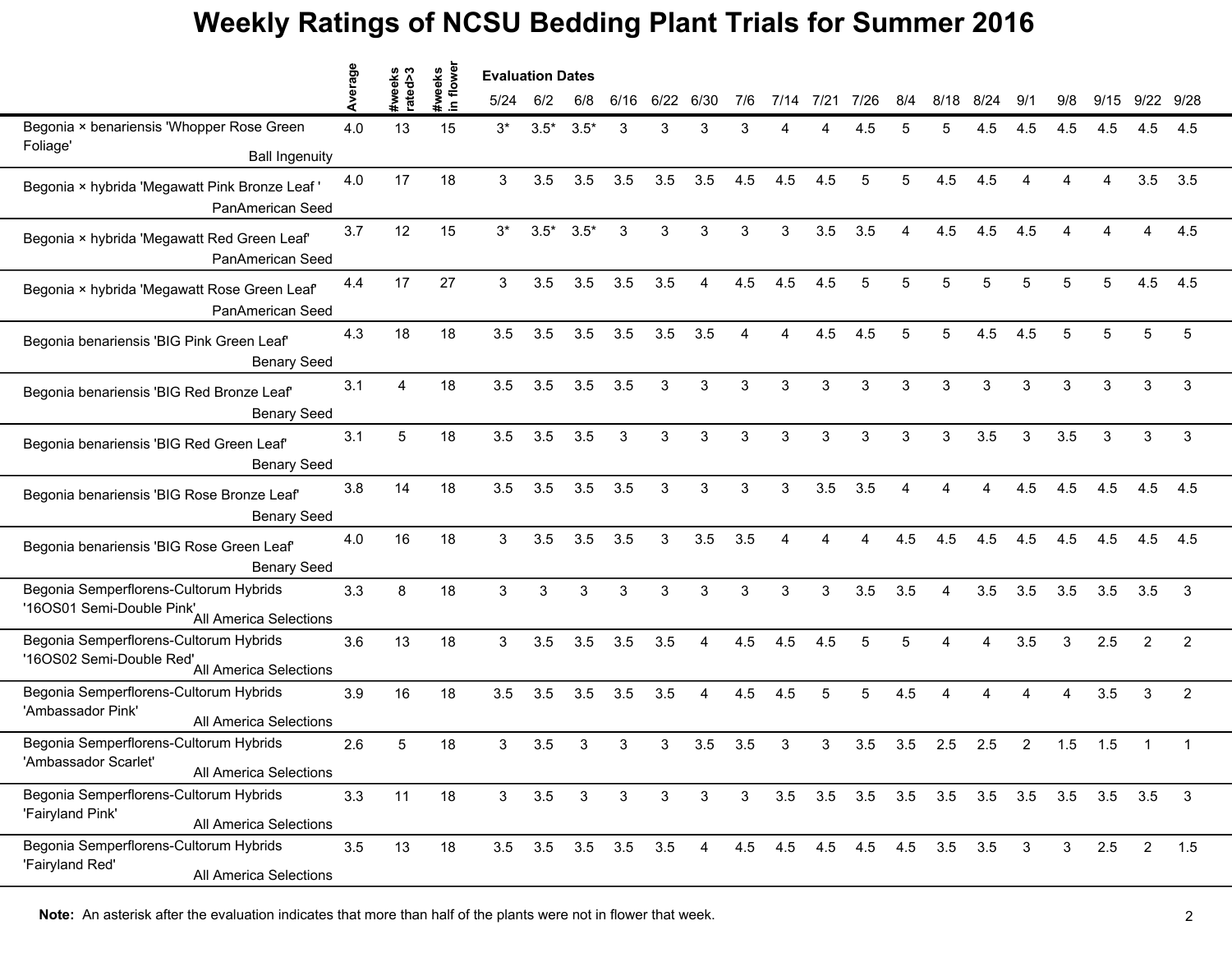# Weekly Ratings of NCSU Bedding Plant Trials for Summer 2016

| | Average | #weeks rated>3 | #weeks in flower | 5/24 | 6/2 | 6/8 | 6/16 | 6/22 | 6/30 | 7/6 | 7/14 | 7/21 | 7/26 | 8/4 | 8/18 | 8/24 | 9/1 | 9/8 | 9/15 | 9/22 | 9/28 |
|---|---|---|---|---|---|---|---|---|---|---|---|---|---|---|---|---|---|---|---|---|---|
| | | | | **Evaluation Dates** | | | | | | | | | | | | | | | | | |
| Begonia × benariensis 'Whopper Rose Green Foliage' Ball Ingenuity | 4.0 | 13 | 15 | 3* | 3.5* | 3.5* | 3 | 3 | 3 | 3 | 4 | 4 | 4.5 | 5 | 5 | 4.5 | 4.5 | 4.5 | 4.5 | 4.5 | 4.5 |
| Begonia × hybrida 'Megawatt Pink Bronze Leaf ' PanAmerican Seed | 4.0 | 17 | 18 | 3 | 3.5 | 3.5 | 3.5 | 3.5 | 3.5 | 4.5 | 4.5 | 4.5 | 5 | 5 | 4.5 | 4.5 | 4 | 4 | 4 | 3.5 | 3.5 |
| Begonia × hybrida 'Megawatt Red Green Leaf' PanAmerican Seed | 3.7 | 12 | 15 | 3* | 3.5* | 3.5* | 3 | 3 | 3 | 3 | 3 | 3.5 | 3.5 | 4 | 4.5 | 4.5 | 4.5 | 4 | 4 | 4 | 4.5 |
| Begonia × hybrida 'Megawatt Rose Green Leaf' PanAmerican Seed | 4.4 | 17 | 27 | 3 | 3.5 | 3.5 | 3.5 | 3.5 | 4 | 4.5 | 4.5 | 4.5 | 5 | 5 | 5 | 5 | 5 | 5 | 5 | 4.5 | 4.5 |
| Begonia benariensis 'BIG Pink Green Leaf' Benary Seed | 4.3 | 18 | 18 | 3.5 | 3.5 | 3.5 | 3.5 | 3.5 | 3.5 | 4 | 4 | 4.5 | 4.5 | 5 | 5 | 4.5 | 4.5 | 5 | 5 | 5 | 5 |
| Begonia benariensis 'BIG Red Bronze Leaf' Benary Seed | 3.1 | 4 | 18 | 3.5 | 3.5 | 3.5 | 3.5 | 3 | 3 | 3 | 3 | 3 | 3 | 3 | 3 | 3 | 3 | 3 | 3 | 3 | 3 |
| Begonia benariensis 'BIG Red Green Leaf' Benary Seed | 3.1 | 5 | 18 | 3.5 | 3.5 | 3.5 | 3 | 3 | 3 | 3 | 3 | 3 | 3 | 3 | 3 | 3.5 | 3 | 3.5 | 3 | 3 | 3 |
| Begonia benariensis 'BIG Rose Bronze Leaf' Benary Seed | 3.8 | 14 | 18 | 3.5 | 3.5 | 3.5 | 3.5 | 3 | 3 | 3 | 3 | 3.5 | 3.5 | 4 | 4 | 4 | 4.5 | 4.5 | 4.5 | 4.5 | 4.5 |
| Begonia benariensis 'BIG Rose Green Leaf' Benary Seed | 4.0 | 16 | 18 | 3 | 3.5 | 3.5 | 3.5 | 3 | 3.5 | 3.5 | 4 | 4 | 4 | 4.5 | 4.5 | 4.5 | 4.5 | 4.5 | 4.5 | 4.5 | 4.5 |
| Begonia Semperflorens-Cultorum Hybrids '16OS01 Semi-Double Pink' All America Selections | 3.3 | 8 | 18 | 3 | 3 | 3 | 3 | 3 | 3 | 3 | 3 | 3 | 3.5 | 3.5 | 4 | 3.5 | 3.5 | 3.5 | 3.5 | 3.5 | 3 |
| Begonia Semperflorens-Cultorum Hybrids '16OS02 Semi-Double Red' All America Selections | 3.6 | 13 | 18 | 3 | 3.5 | 3.5 | 3.5 | 3.5 | 4 | 4.5 | 4.5 | 4.5 | 5 | 5 | 4 | 4 | 3.5 | 3 | 2.5 | 2 | 2 |
| Begonia Semperflorens-Cultorum Hybrids 'Ambassador Pink' All America Selections | 3.9 | 16 | 18 | 3.5 | 3.5 | 3.5 | 3.5 | 3.5 | 4 | 4.5 | 4.5 | 5 | 5 | 4.5 | 4 | 4 | 4 | 4 | 3.5 | 3 | 2 |
| Begonia Semperflorens-Cultorum Hybrids 'Ambassador Scarlet' All America Selections | 2.6 | 5 | 18 | 3 | 3.5 | 3 | 3 | 3 | 3.5 | 3.5 | 3 | 3 | 3.5 | 3.5 | 2.5 | 2.5 | 2 | 1.5 | 1.5 | 1 | 1 |
| Begonia Semperflorens-Cultorum Hybrids 'Fairyland Pink' All America Selections | 3.3 | 11 | 18 | 3 | 3.5 | 3 | 3 | 3 | 3 | 3 | 3.5 | 3.5 | 3.5 | 3.5 | 3.5 | 3.5 | 3.5 | 3.5 | 3.5 | 3.5 | 3 |
| Begonia Semperflorens-Cultorum Hybrids 'Fairyland Red' All America Selections | 3.5 | 13 | 18 | 3.5 | 3.5 | 3.5 | 3.5 | 3.5 | 4 | 4.5 | 4.5 | 4.5 | 4.5 | 4.5 | 3.5 | 3.5 | 3 | 3 | 2.5 | 2 | 1.5 |

**Note:** An asterisk after the evaluation indicates that more than half of the plants were not in flower that week.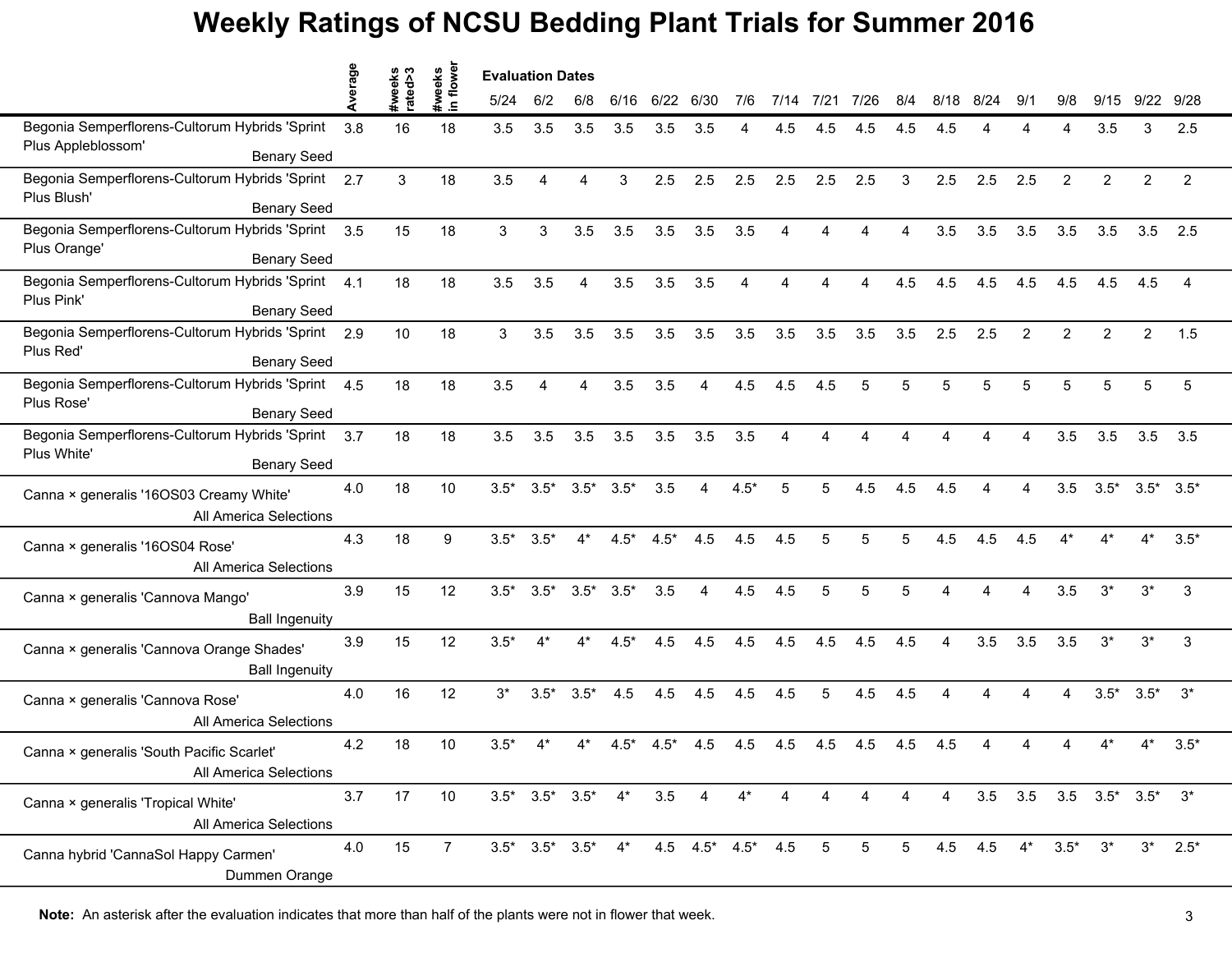# Weekly Ratings of NCSU Bedding Plant Trials for Summer 2016

| | Average | #weeks rated>3 | #weeks in flower | 5/24 | 6/2 | 6/8 | 6/16 | 6/22 | 6/30 | 7/6 | 7/14 | 7/21 | 7/26 | 8/4 | 8/18 | 8/24 | 9/1 | 9/8 | 9/15 | 9/22 | 9/28 |
|---|---|---|---|---|---|---|---|---|---|---|---|---|---|---|---|---|---|---|---|---|---|
| | | | | **Evaluation Dates** | | | | | | | | | | | | | | | | | |
| Begonia Semperflorens-Cultorum Hybrids 'Sprint Plus Appleblossom' Benary Seed | 3.8 | 16 | 18 | 3.5 | 3.5 | 3.5 | 3.5 | 3.5 | 3.5 | 4 | 4.5 | 4.5 | 4.5 | 4.5 | 4.5 | 4 | 4 | 4 | 3.5 | 3 | 2.5 |
| Begonia Semperflorens-Cultorum Hybrids 'Sprint Plus Blush' Benary Seed | 2.7 | 3 | 18 | 3.5 | 4 | 4 | 3 | 2.5 | 2.5 | 2.5 | 2.5 | 2.5 | 2.5 | 3 | 2.5 | 2.5 | 2.5 | 2 | 2 | 2 | 2 |
| Begonia Semperflorens-Cultorum Hybrids 'Sprint Plus Orange' Benary Seed | 3.5 | 15 | 18 | 3 | 3 | 3.5 | 3.5 | 3.5 | 3.5 | 3.5 | 4 | 4 | 4 | 4 | 3.5 | 3.5 | 3.5 | 3.5 | 3.5 | 3.5 | 2.5 |
| Begonia Semperflorens-Cultorum Hybrids 'Sprint Plus Pink' Benary Seed | 4.1 | 18 | 18 | 3.5 | 3.5 | 4 | 3.5 | 3.5 | 3.5 | 4 | 4 | 4 | 4 | 4.5 | 4.5 | 4.5 | 4.5 | 4.5 | 4.5 | 4.5 | 4 |
| Begonia Semperflorens-Cultorum Hybrids 'Sprint Plus Red' Benary Seed | 2.9 | 10 | 18 | 3 | 3.5 | 3.5 | 3.5 | 3.5 | 3.5 | 3.5 | 3.5 | 3.5 | 3.5 | 3.5 | 2.5 | 2.5 | 2 | 2 | 2 | 2 | 1.5 |
| Begonia Semperflorens-Cultorum Hybrids 'Sprint Plus Rose' Benary Seed | 4.5 | 18 | 18 | 3.5 | 4 | 4 | 3.5 | 3.5 | 4 | 4.5 | 4.5 | 4.5 | 5 | 5 | 5 | 5 | 5 | 5 | 5 | 5 | 5 |
| Begonia Semperflorens-Cultorum Hybrids 'Sprint Plus White' Benary Seed | 3.7 | 18 | 18 | 3.5 | 3.5 | 3.5 | 3.5 | 3.5 | 3.5 | 3.5 | 4 | 4 | 4 | 4 | 4 | 4 | 4 | 3.5 | 3.5 | 3.5 | 3.5 |
| Canna × generalis '16OS03 Creamy White' All America Selections | 4.0 | 18 | 10 | 3.5* | 3.5* | 3.5* | 3.5* | 3.5 | 4 | 4.5* | 5 | 5 | 4.5 | 4.5 | 4.5 | 4 | 4 | 3.5 | 3.5* | 3.5* | 3.5* |
| Canna × generalis '16OS04 Rose' All America Selections | 4.3 | 18 | 9 | 3.5* | 3.5* | 4* | 4.5* | 4.5* | 4.5 | 4.5 | 4.5 | 5 | 5 | 5 | 4.5 | 4.5 | 4.5 | 4* | 4* | 4* | 3.5* |
| Canna × generalis 'Cannova Mango' Ball Ingenuity | 3.9 | 15 | 12 | 3.5* | 3.5* | 3.5* | 3.5* | 3.5 | 4 | 4.5 | 4.5 | 5 | 5 | 5 | 4 | 4 | 4 | 3.5 | 3* | 3* | 3 |
| Canna × generalis 'Cannova Orange Shades' Ball Ingenuity | 3.9 | 15 | 12 | 3.5* | 4* | 4* | 4.5* | 4.5 | 4.5 | 4.5 | 4.5 | 4.5 | 4.5 | 4.5 | 4 | 3.5 | 3.5 | 3.5 | 3* | 3* | 3 |
| Canna × generalis 'Cannova Rose' All America Selections | 4.0 | 16 | 12 | 3* | 3.5* | 3.5* | 4.5 | 4.5 | 4.5 | 4.5 | 4.5 | 5 | 4.5 | 4.5 | 4 | 4 | 4 | 4 | 3.5* | 3.5* | 3* |
| Canna × generalis 'South Pacific Scarlet' All America Selections | 4.2 | 18 | 10 | 3.5* | 4* | 4* | 4.5* | 4.5* | 4.5 | 4.5 | 4.5 | 4.5 | 4.5 | 4.5 | 4.5 | 4 | 4 | 4 | 4* | 4* | 3.5* |
| Canna × generalis 'Tropical White' All America Selections | 3.7 | 17 | 10 | 3.5* | 3.5* | 3.5* | 4* | 3.5 | 4 | 4* | 4 | 4 | 4 | 4 | 4 | 3.5 | 3.5 | 3.5 | 3.5* | 3.5* | 3* |
| Canna hybrid 'CannaSol Happy Carmen' Dummen Orange | 4.0 | 15 | 7 | 3.5* | 3.5* | 3.5* | 4* | 4.5 | 4.5* | 4.5* | 4.5 | 5 | 5 | 5 | 4.5 | 4.5 | 4* | 3.5* | 3* | 3* | 2.5* |

**Note:** An asterisk after the evaluation indicates that more than half of the plants were not in flower that week.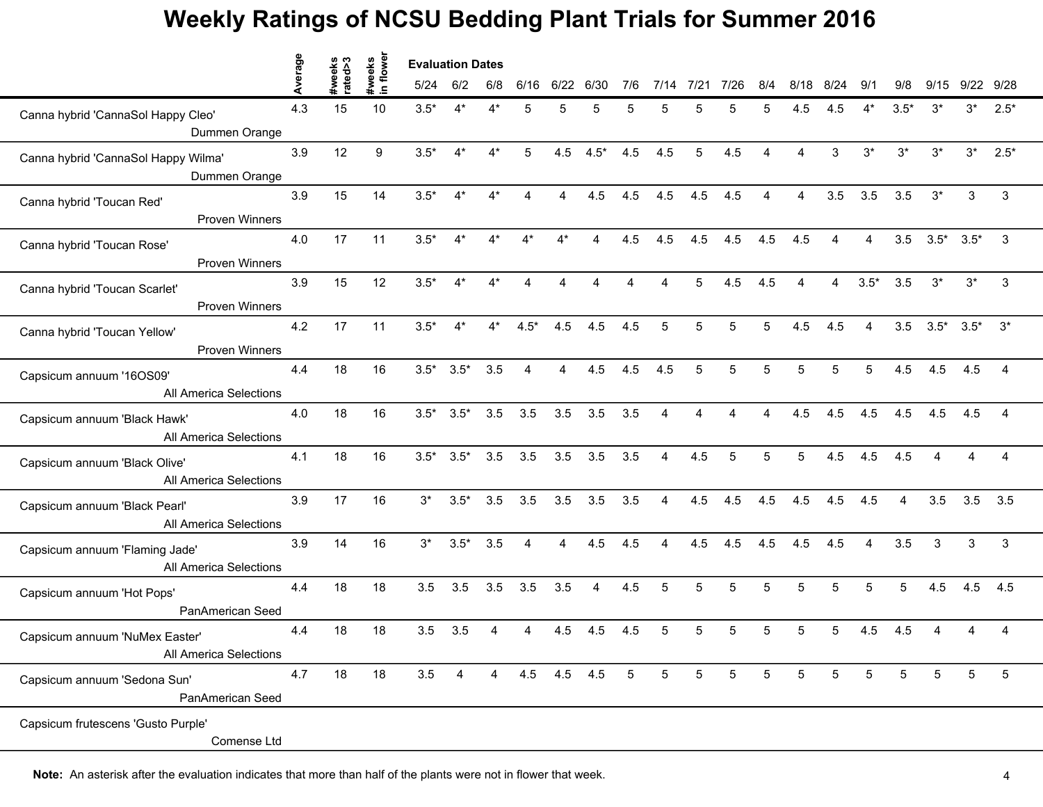# Weekly Ratings of NCSU Bedding Plant Trials for Summer 2016

| | Average | #weeks rated>3 | #weeks in flower | 5/24 | 6/2 | 6/8 | 6/16 | 6/22 | 6/30 | 7/6 | 7/14 | 7/21 | 7/26 | 8/4 | 8/18 | 8/24 | 9/1 | 9/8 | 9/15 | 9/22 | 9/28 |
|---|---|---|---|---|---|---|---|---|---|---|---|---|---|---|---|---|---|---|---|---|---|
| | | | | Evaluation Dates | | | | | | | | | | | | | | | | | |
| Canna hybrid 'CannaSol Happy Cleo' Dummen Orange | 4.3 | 15 | 10 | 3.5* | 4* | 4* | 5 | 5 | 5 | 5 | 5 | 5 | 5 | 5 | 4.5 | 4.5 | 4* | 3.5* | 3* | 3* | 2.5* |
| Canna hybrid 'CannaSol Happy Wilma' Dummen Orange | 3.9 | 12 | 9 | 3.5* | 4* | 4* | 5 | 4.5 | 4.5* | 4.5 | 4.5 | 5 | 4.5 | 4 | 4 | 3 | 3* | 3* | 3* | 3* | 2.5* |
| Canna hybrid 'Toucan Red' Proven Winners | 3.9 | 15 | 14 | 3.5* | 4* | 4* | 4 | 4 | 4.5 | 4.5 | 4.5 | 4.5 | 4.5 | 4 | 4 | 3.5 | 3.5 | 3.5 | 3* | 3 | 3 |
| Canna hybrid 'Toucan Rose' Proven Winners | 4.0 | 17 | 11 | 3.5* | 4* | 4* | 4* | 4* | 4 | 4.5 | 4.5 | 4.5 | 4.5 | 4.5 | 4.5 | 4 | 4 | 3.5 | 3.5* | 3.5* | 3 |
| Canna hybrid 'Toucan Scarlet' Proven Winners | 3.9 | 15 | 12 | 3.5* | 4* | 4* | 4 | 4 | 4 | 4 | 4 | 5 | 4.5 | 4.5 | 4 | 4 | 3.5* | 3.5 | 3* | 3* | 3 |
| Canna hybrid 'Toucan Yellow' Proven Winners | 4.2 | 17 | 11 | 3.5* | 4* | 4* | 4.5* | 4.5 | 4.5 | 4.5 | 5 | 5 | 5 | 5 | 4.5 | 4.5 | 4 | 3.5 | 3.5* | 3.5* | 3* |
| Capsicum annuum '16OS09' All America Selections | 4.4 | 18 | 16 | 3.5* | 3.5* | 3.5 | 4 | 4 | 4.5 | 4.5 | 4.5 | 5 | 5 | 5 | 5 | 5 | 5 | 4.5 | 4.5 | 4.5 | 4 |
| Capsicum annuum 'Black Hawk' All America Selections | 4.0 | 18 | 16 | 3.5* | 3.5* | 3.5 | 3.5 | 3.5 | 3.5 | 3.5 | 4 | 4 | 4 | 4 | 4.5 | 4.5 | 4.5 | 4.5 | 4.5 | 4.5 | 4 |
| Capsicum annuum 'Black Olive' All America Selections | 4.1 | 18 | 16 | 3.5* | 3.5* | 3.5 | 3.5 | 3.5 | 3.5 | 3.5 | 4 | 4.5 | 5 | 5 | 5 | 4.5 | 4.5 | 4.5 | 4 | 4 | 4 |
| Capsicum annuum 'Black Pearl' All America Selections | 3.9 | 17 | 16 | 3* | 3.5* | 3.5 | 3.5 | 3.5 | 3.5 | 3.5 | 4 | 4.5 | 4.5 | 4.5 | 4.5 | 4.5 | 4.5 | 4 | 3.5 | 3.5 | 3.5 |
| Capsicum annuum 'Flaming Jade' All America Selections | 3.9 | 14 | 16 | 3* | 3.5* | 3.5 | 4 | 4 | 4.5 | 4.5 | 4 | 4.5 | 4.5 | 4.5 | 4.5 | 4.5 | 4 | 3.5 | 3 | 3 | 3 |
| Capsicum annuum 'Hot Pops' PanAmerican Seed | 4.4 | 18 | 18 | 3.5 | 3.5 | 3.5 | 3.5 | 3.5 | 4 | 4.5 | 5 | 5 | 5 | 5 | 5 | 5 | 5 | 5 | 4.5 | 4.5 | 4.5 |
| Capsicum annuum 'NuMex Easter' All America Selections | 4.4 | 18 | 18 | 3.5 | 3.5 | 4 | 4 | 4.5 | 4.5 | 4.5 | 5 | 5 | 5 | 5 | 5 | 5 | 4.5 | 4.5 | 4 | 4 | 4 |
| Capsicum annuum 'Sedona Sun' PanAmerican Seed | 4.7 | 18 | 18 | 3.5 | 4 | 4 | 4.5 | 4.5 | 4.5 | 5 | 5 | 5 | 5 | 5 | 5 | 5 | 5 | 5 | 5 | 5 | 5 |
| Capsicum frutescens 'Gusto Purple' Comense Ltd | | | | | | | | | | | | | | | | | | | | | |

**Note:** An asterisk after the evaluation indicates that more than half of the plants were not in flower that week.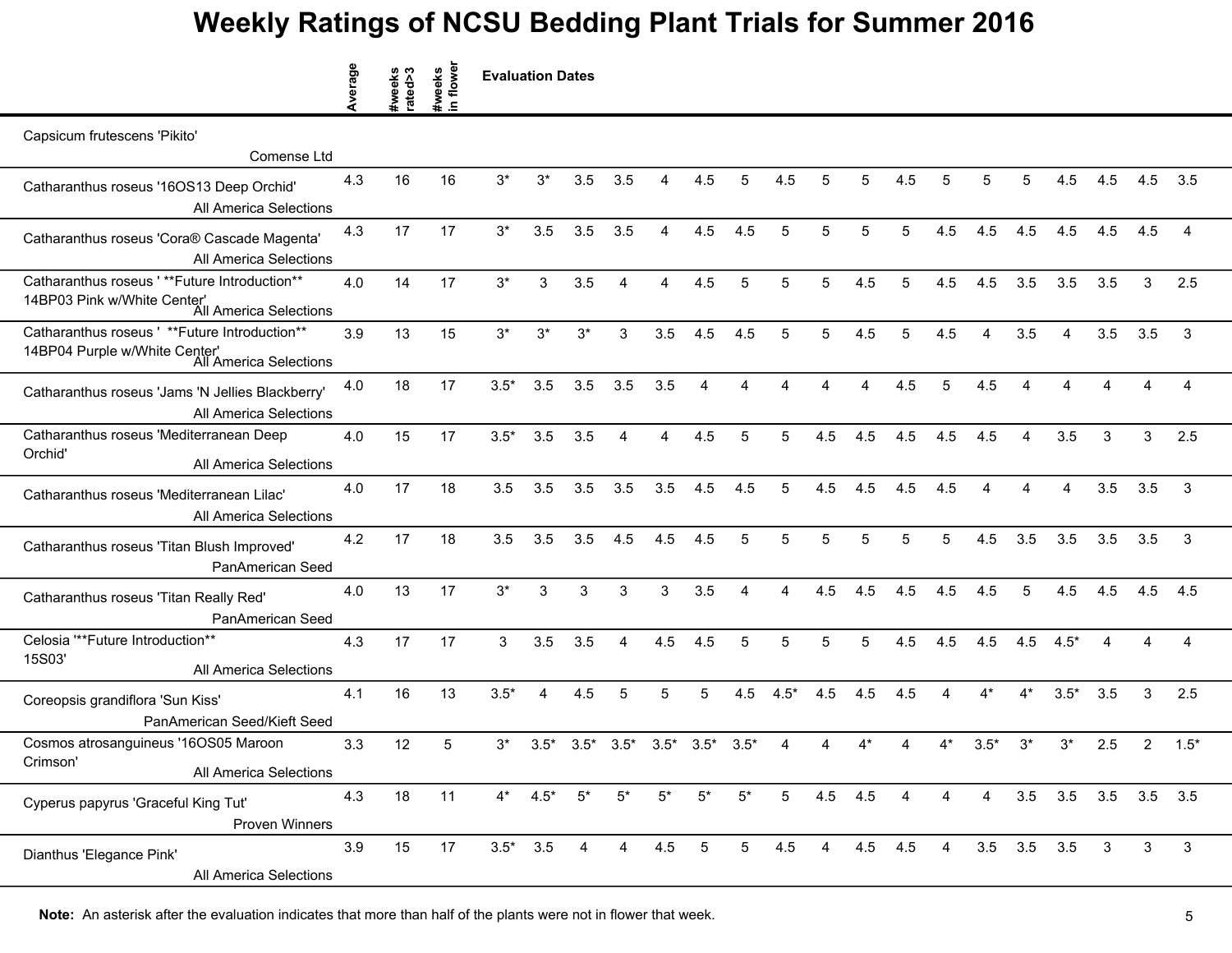# Weekly Ratings of NCSU Bedding Plant Trials for Summer 2016

| | Average | #weeks rated>3 | #weeks in flower | Evaluation Dates | | | | | | | | | | | | | | | | | |
|---|---|---|---|---|---|---|---|---|---|---|---|---|---|---|---|---|---|---|---|---|---|
| Capsicum frutescens 'Pikito' Comense Ltd | | | | | | | | | | | | | | | | | | | | | |
| Catharanthus roseus '16OS13 Deep Orchid' All America Selections | 4.3 | 16 | 16 | 3* | 3* | 3.5 | 3.5 | 4 | 4.5 | 5 | 4.5 | 5 | 5 | 4.5 | 5 | 5 | 5 | 4.5 | 4.5 | 4.5 | 3.5 |
| Catharanthus roseus 'Cora® Cascade Magenta' All America Selections | 4.3 | 17 | 17 | 3* | 3.5 | 3.5 | 3.5 | 4 | 4.5 | 4.5 | 5 | 5 | 5 | 5 | 4.5 | 4.5 | 4.5 | 4.5 | 4.5 | 4.5 | 4 |
| Catharanthus roseus ' **Future Introduction** 14BP03 Pink w/White Center' All America Selections | 4.0 | 14 | 17 | 3* | 3 | 3.5 | 4 | 4 | 4.5 | 5 | 5 | 5 | 4.5 | 5 | 4.5 | 4.5 | 3.5 | 3.5 | 3.5 | 3 | 2.5 |
| Catharanthus roseus ' **Future Introduction** 14BP04 Purple w/White Center' All America Selections | 3.9 | 13 | 15 | 3* | 3* | 3* | 3 | 3.5 | 4.5 | 4.5 | 5 | 5 | 4.5 | 5 | 4.5 | 4 | 3.5 | 4 | 3.5 | 3.5 | 3 |
| Catharanthus roseus 'Jams 'N Jellies Blackberry' All America Selections | 4.0 | 18 | 17 | 3.5* | 3.5 | 3.5 | 3.5 | 3.5 | 4 | 4 | 4 | 4 | 4 | 4.5 | 5 | 4.5 | 4 | 4 | 4 | 4 | 4 |
| Catharanthus roseus 'Mediterranean Deep Orchid' All America Selections | 4.0 | 15 | 17 | 3.5* | 3.5 | 3.5 | 4 | 4 | 4.5 | 5 | 5 | 4.5 | 4.5 | 4.5 | 4.5 | 4.5 | 4 | 3.5 | 3 | 3 | 2.5 |
| Catharanthus roseus 'Mediterranean Lilac' All America Selections | 4.0 | 17 | 18 | 3.5 | 3.5 | 3.5 | 3.5 | 3.5 | 4.5 | 4.5 | 5 | 4.5 | 4.5 | 4.5 | 4.5 | 4 | 4 | 4 | 3.5 | 3.5 | 3 |
| Catharanthus roseus 'Titan Blush Improved' PanAmerican Seed | 4.2 | 17 | 18 | 3.5 | 3.5 | 3.5 | 4.5 | 4.5 | 4.5 | 5 | 5 | 5 | 5 | 5 | 5 | 4.5 | 3.5 | 3.5 | 3.5 | 3.5 | 3 |
| Catharanthus roseus 'Titan Really Red' PanAmerican Seed | 4.0 | 13 | 17 | 3* | 3 | 3 | 3 | 3 | 3.5 | 4 | 4 | 4.5 | 4.5 | 4.5 | 4.5 | 4.5 | 5 | 4.5 | 4.5 | 4.5 | 4.5 |
| Celosia '**Future Introduction** 15S03' All America Selections | 4.3 | 17 | 17 | 3 | 3.5 | 3.5 | 4 | 4.5 | 4.5 | 5 | 5 | 5 | 5 | 4.5 | 4.5 | 4.5 | 4.5 | 4.5* | 4 | 4 | 4 |
| Coreopsis grandiflora 'Sun Kiss' PanAmerican Seed/Kieft Seed | 4.1 | 16 | 13 | 3.5* | 4 | 4.5 | 5 | 5 | 5 | 4.5 | 4.5* | 4.5 | 4.5 | 4.5 | 4 | 4* | 4* | 3.5* | 3.5 | 3 | 2.5 |
| Cosmos atrosanguineus '16OS05 Maroon Crimson' All America Selections | 3.3 | 12 | 5 | 3* | 3.5* | 3.5* | 3.5* | 3.5* | 3.5* | 3.5* | 4 | 4 | 4* | 4 | 4* | 3.5* | 3* | 3* | 2.5 | 2 | 1.5* |
| Cyperus papyrus 'Graceful King Tut' Proven Winners | 4.3 | 18 | 11 | 4* | 4.5* | 5* | 5* | 5* | 5* | 5* | 5 | 4.5 | 4.5 | 4 | 4 | 4 | 3.5 | 3.5 | 3.5 | 3.5 | 3.5 |
| Dianthus 'Elegance Pink' All America Selections | 3.9 | 15 | 17 | 3.5* | 3.5 | 4 | 4 | 4.5 | 5 | 5 | 4.5 | 4 | 4.5 | 4.5 | 4 | 3.5 | 3.5 | 3.5 | 3 | 3 | 3 |

**Note:** An asterisk after the evaluation indicates that more than half of the plants were not in flower that week.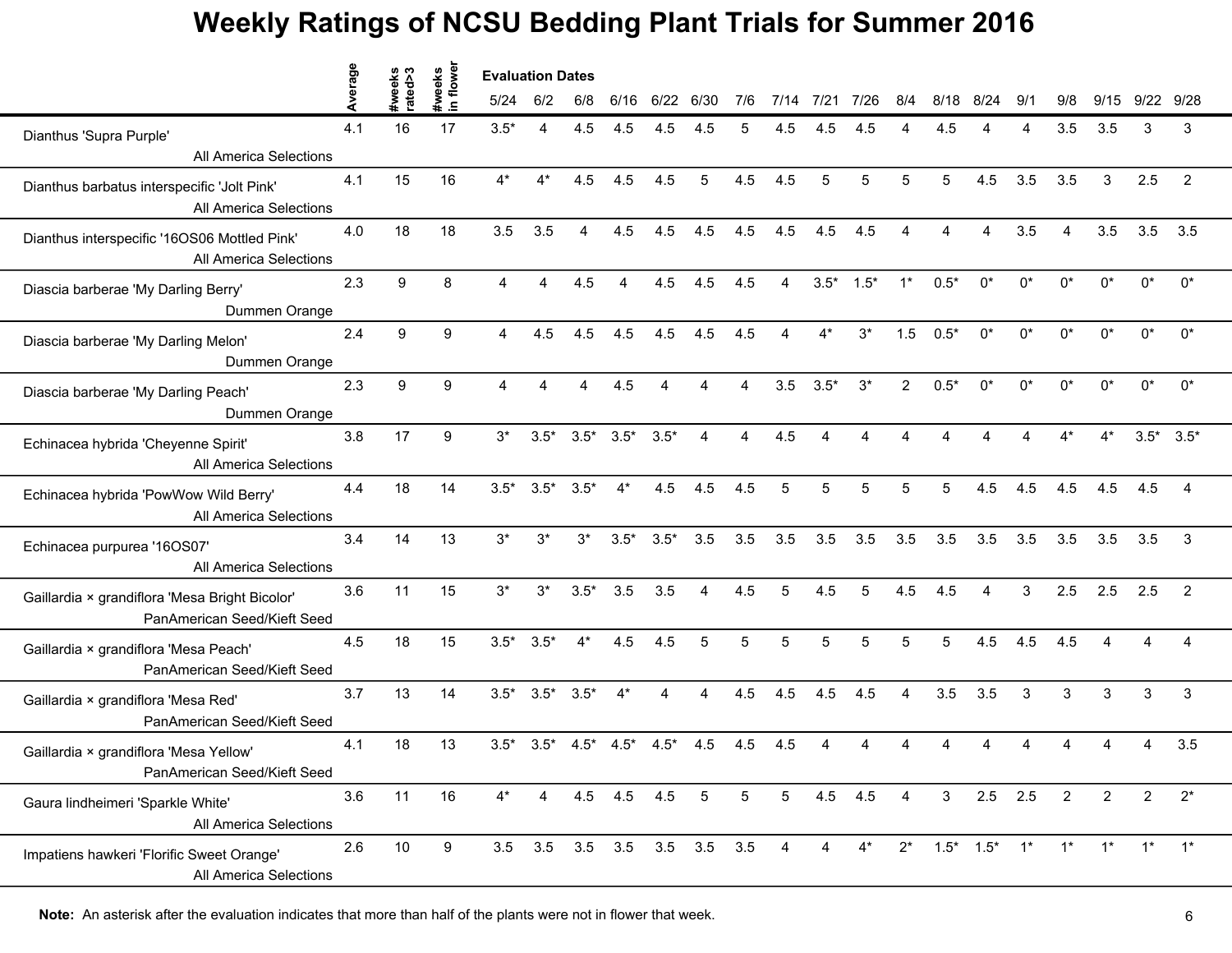# Weekly Ratings of NCSU Bedding Plant Trials for Summer 2016

| | Average | #weeks rated>3 | #weeks in flower | 5/24 | 6/2 | 6/8 | 6/16 | 6/22 | 6/30 | 7/6 | 7/14 | 7/21 | 7/26 | 8/4 | 8/18 | 8/24 | 9/1 | 9/8 | 9/15 | 9/22 | 9/28 |
|---|---|---|---|---|---|---|---|---|---|---|---|---|---|---|---|---|---|---|---|---|---|
| | | | | **Evaluation Dates** | | | | | | | | | | | | | | | | | |
| Dianthus 'Supra Purple' All America Selections | 4.1 | 16 | 17 | 3.5* | 4 | 4.5 | 4.5 | 4.5 | 4.5 | 5 | 4.5 | 4.5 | 4.5 | 4 | 4.5 | 4 | 4 | 3.5 | 3.5 | 3 | 3 |
| Dianthus barbatus interspecific 'Jolt Pink' All America Selections | 4.1 | 15 | 16 | 4* | 4* | 4.5 | 4.5 | 4.5 | 5 | 4.5 | 4.5 | 5 | 5 | 5 | 5 | 4.5 | 3.5 | 3.5 | 3 | 2.5 | 2 |
| Dianthus interspecific '16OS06 Mottled Pink' All America Selections | 4.0 | 18 | 18 | 3.5 | 3.5 | 4 | 4.5 | 4.5 | 4.5 | 4.5 | 4.5 | 4.5 | 4.5 | 4 | 4 | 4 | 3.5 | 4 | 3.5 | 3.5 | 3.5 |
| Diascia barberae 'My Darling Berry' Dummen Orange | 2.3 | 9 | 8 | 4 | 4 | 4.5 | 4 | 4.5 | 4.5 | 4.5 | 4 | 3.5* | 1.5* | 1* | 0.5* | 0* | 0* | 0* | 0* | 0* | 0* |
| Diascia barberae 'My Darling Melon' Dummen Orange | 2.4 | 9 | 9 | 4 | 4.5 | 4.5 | 4.5 | 4.5 | 4.5 | 4.5 | 4 | 4* | 3* | 1.5 | 0.5* | 0* | 0* | 0* | 0* | 0* | 0* |
| Diascia barberae 'My Darling Peach' Dummen Orange | 2.3 | 9 | 9 | 4 | 4 | 4 | 4.5 | 4 | 4 | 4 | 3.5 | 3.5* | 3* | 2 | 0.5* | 0* | 0* | 0* | 0* | 0* | 0* |
| Echinacea hybrida 'Cheyenne Spirit' All America Selections | 3.8 | 17 | 9 | 3* | 3.5* | 3.5* | 3.5* | 3.5* | 4 | 4 | 4.5 | 4 | 4 | 4 | 4 | 4 | 4 | 4* | 4* | 3.5* | 3.5* |
| Echinacea hybrida 'PowWow Wild Berry' All America Selections | 4.4 | 18 | 14 | 3.5* | 3.5* | 3.5* | 4* | 4.5 | 4.5 | 4.5 | 5 | 5 | 5 | 5 | 5 | 4.5 | 4.5 | 4.5 | 4.5 | 4.5 | 4 |
| Echinacea purpurea '16OS07' All America Selections | 3.4 | 14 | 13 | 3* | 3* | 3* | 3.5* | 3.5* | 3.5 | 3.5 | 3.5 | 3.5 | 3.5 | 3.5 | 3.5 | 3.5 | 3.5 | 3.5 | 3.5 | 3.5 | 3 |
| Gaillardia × grandiflora 'Mesa Bright Bicolor' PanAmerican Seed/Kieft Seed | 3.6 | 11 | 15 | 3* | 3* | 3.5* | 3.5 | 3.5 | 4 | 4.5 | 5 | 4.5 | 5 | 4.5 | 4.5 | 4 | 3 | 2.5 | 2.5 | 2.5 | 2 |
| Gaillardia × grandiflora 'Mesa Peach' PanAmerican Seed/Kieft Seed | 4.5 | 18 | 15 | 3.5* | 3.5* | 4* | 4.5 | 4.5 | 5 | 5 | 5 | 5 | 5 | 5 | 5 | 4.5 | 4.5 | 4.5 | 4 | 4 | 4 |
| Gaillardia × grandiflora 'Mesa Red' PanAmerican Seed/Kieft Seed | 3.7 | 13 | 14 | 3.5* | 3.5* | 3.5* | 4* | 4 | 4 | 4.5 | 4.5 | 4.5 | 4.5 | 4 | 3.5 | 3.5 | 3 | 3 | 3 | 3 | 3 |
| Gaillardia × grandiflora 'Mesa Yellow' PanAmerican Seed/Kieft Seed | 4.1 | 18 | 13 | 3.5* | 3.5* | 4.5* | 4.5* | 4.5* | 4.5 | 4.5 | 4.5 | 4 | 4 | 4 | 4 | 4 | 4 | 4 | 4 | 4 | 3.5 |
| Gaura lindheimeri 'Sparkle White' All America Selections | 3.6 | 11 | 16 | 4* | 4 | 4.5 | 4.5 | 4.5 | 5 | 5 | 5 | 4.5 | 4.5 | 4 | 3 | 2.5 | 2.5 | 2 | 2 | 2 | 2* |
| Impatiens hawkeri 'Florific Sweet Orange' All America Selections | 2.6 | 10 | 9 | 3.5 | 3.5 | 3.5 | 3.5 | 3.5 | 3.5 | 3.5 | 4 | 4 | 4* | 2* | 1.5* | 1.5* | 1* | 1* | 1* | 1* | 1* |

**Note:** An asterisk after the evaluation indicates that more than half of the plants were not in flower that week.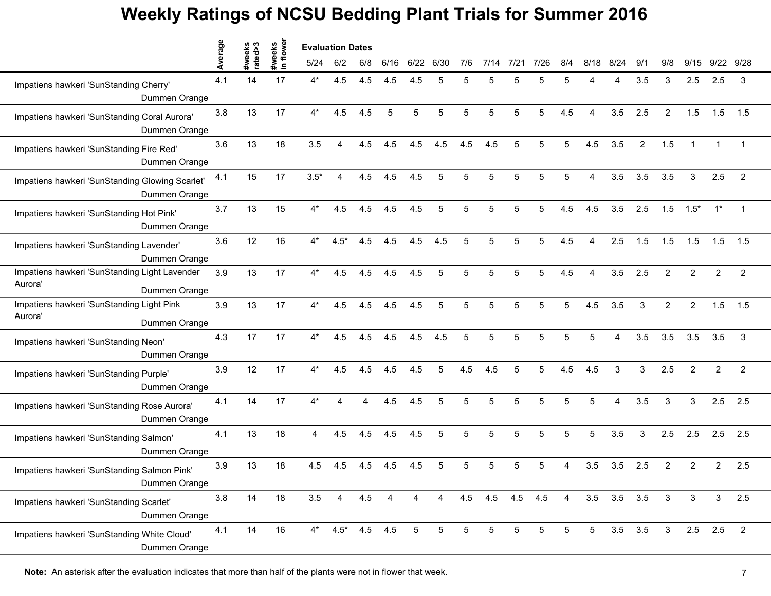# Weekly Ratings of NCSU Bedding Plant Trials for Summer 2016

| | Average | #weeks rated>3 | #weeks in flower | 5/24 | 6/2 | 6/8 | 6/16 | 6/22 | 6/30 | 7/6 | 7/14 | 7/21 | 7/26 | 8/4 | 8/18 | 8/24 | 9/1 | 9/8 | 9/15 | 9/22 | 9/28 |
|---|---|---|---|---|---|---|---|---|---|---|---|---|---|---|---|---|---|---|---|---|---|
| Impatiens hawkeri 'SunStanding Cherry' Dummen Orange | 4.1 | 14 | 17 | 4* | 4.5 | 4.5 | 4.5 | 4.5 | 5 | 5 | 5 | 5 | 5 | 5 | 4 | 4 | 3.5 | 3 | 2.5 | 2.5 | 3 |
| Impatiens hawkeri 'SunStanding Coral Aurora' Dummen Orange | 3.8 | 13 | 17 | 4* | 4.5 | 4.5 | 5 | 5 | 5 | 5 | 5 | 5 | 5 | 4.5 | 4 | 3.5 | 2.5 | 2 | 1.5 | 1.5 | 1.5 |
| Impatiens hawkeri 'SunStanding Fire Red' Dummen Orange | 3.6 | 13 | 18 | 3.5 | 4 | 4.5 | 4.5 | 4.5 | 4.5 | 4.5 | 4.5 | 5 | 5 | 5 | 4.5 | 3.5 | 2 | 1.5 | 1 | 1 | 1 |
| Impatiens hawkeri 'SunStanding Glowing Scarlet' Dummen Orange | 4.1 | 15 | 17 | 3.5* | 4 | 4.5 | 4.5 | 4.5 | 5 | 5 | 5 | 5 | 5 | 5 | 4 | 3.5 | 3.5 | 3.5 | 3 | 2.5 | 2 |
| Impatiens hawkeri 'SunStanding Hot Pink' Dummen Orange | 3.7 | 13 | 15 | 4* | 4.5 | 4.5 | 4.5 | 4.5 | 5 | 5 | 5 | 5 | 5 | 4.5 | 4.5 | 3.5 | 2.5 | 1.5 | 1.5* | 1* | 1 |
| Impatiens hawkeri 'SunStanding Lavender' Dummen Orange | 3.6 | 12 | 16 | 4* | 4.5* | 4.5 | 4.5 | 4.5 | 4.5 | 5 | 5 | 5 | 5 | 4.5 | 4 | 2.5 | 1.5 | 1.5 | 1.5 | 1.5 | 1.5 |
| Impatiens hawkeri 'SunStanding Light Lavender Aurora' Dummen Orange | 3.9 | 13 | 17 | 4* | 4.5 | 4.5 | 4.5 | 4.5 | 5 | 5 | 5 | 5 | 5 | 4.5 | 4 | 3.5 | 2.5 | 2 | 2 | 2 | 2 |
| Impatiens hawkeri 'SunStanding Light Pink Aurora' Dummen Orange | 3.9 | 13 | 17 | 4* | 4.5 | 4.5 | 4.5 | 4.5 | 5 | 5 | 5 | 5 | 5 | 5 | 4.5 | 3.5 | 3 | 2 | 2 | 1.5 | 1.5 |
| Impatiens hawkeri 'SunStanding Neon' Dummen Orange | 4.3 | 17 | 17 | 4* | 4.5 | 4.5 | 4.5 | 4.5 | 4.5 | 5 | 5 | 5 | 5 | 5 | 5 | 4 | 3.5 | 3.5 | 3.5 | 3.5 | 3 |
| Impatiens hawkeri 'SunStanding Purple' Dummen Orange | 3.9 | 12 | 17 | 4* | 4.5 | 4.5 | 4.5 | 4.5 | 5 | 4.5 | 4.5 | 5 | 5 | 4.5 | 4.5 | 3 | 3 | 2.5 | 2 | 2 | 2 |
| Impatiens hawkeri 'SunStanding Rose Aurora' Dummen Orange | 4.1 | 14 | 17 | 4* | 4 | 4 | 4.5 | 4.5 | 5 | 5 | 5 | 5 | 5 | 5 | 5 | 4 | 3.5 | 3 | 3 | 2.5 | 2.5 |
| Impatiens hawkeri 'SunStanding Salmon' Dummen Orange | 4.1 | 13 | 18 | 4 | 4.5 | 4.5 | 4.5 | 4.5 | 5 | 5 | 5 | 5 | 5 | 5 | 5 | 3.5 | 3 | 2.5 | 2.5 | 2.5 | 2.5 |
| Impatiens hawkeri 'SunStanding Salmon Pink' Dummen Orange | 3.9 | 13 | 18 | 4.5 | 4.5 | 4.5 | 4.5 | 4.5 | 5 | 5 | 5 | 5 | 5 | 4 | 3.5 | 3.5 | 2.5 | 2 | 2 | 2 | 2.5 |
| Impatiens hawkeri 'SunStanding Scarlet' Dummen Orange | 3.8 | 14 | 18 | 3.5 | 4 | 4.5 | 4 | 4 | 4 | 4.5 | 4.5 | 4.5 | 4.5 | 4 | 3.5 | 3.5 | 3.5 | 3 | 3 | 3 | 2.5 |
| Impatiens hawkeri 'SunStanding White Cloud' Dummen Orange | 4.1 | 14 | 16 | 4* | 4.5* | 4.5 | 4.5 | 5 | 5 | 5 | 5 | 5 | 5 | 5 | 5 | 3.5 | 3.5 | 3 | 2.5 | 2.5 | 2 |

**Note:** An asterisk after the evaluation indicates that more than half of the plants were not in flower that week.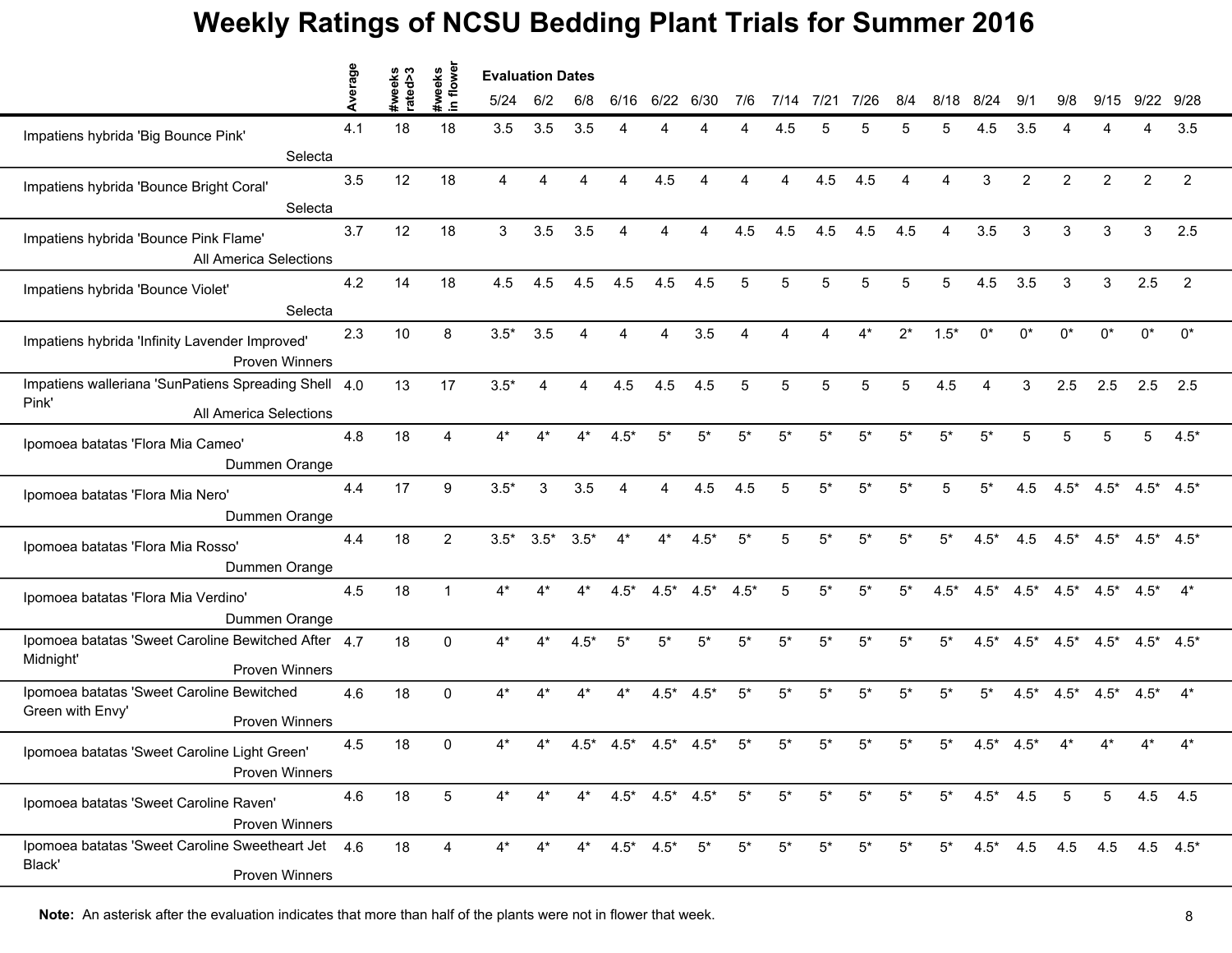# Weekly Ratings of NCSU Bedding Plant Trials for Summer 2016

| | Average | #weeks rated>3 | #weeks in flower | 5/24 | 6/2 | 6/8 | 6/16 | 6/22 | 6/30 | 7/6 | 7/14 | 7/21 | 7/26 | 8/4 | 8/18 | 8/24 | 9/1 | 9/8 | 9/15 | 9/22 | 9/28 |
|---|---|---|---|---|---|---|---|---|---|---|---|---|---|---|---|---|---|---|---|---|---|
| | | | | Evaluation Dates | | | | | | | | | | | | | | | | | |
| Impatiens hybrida 'Big Bounce Pink' Selecta | 4.1 | 18 | 18 | 3.5 | 3.5 | 3.5 | 4 | 4 | 4 | 4 | 4.5 | 5 | 5 | 5 | 5 | 4.5 | 3.5 | 4 | 4 | 4 | 3.5 |
| Impatiens hybrida 'Bounce Bright Coral' Selecta | 3.5 | 12 | 18 | 4 | 4 | 4 | 4 | 4.5 | 4 | 4 | 4 | 4.5 | 4.5 | 4 | 4 | 3 | 2 | 2 | 2 | 2 | 2 |
| Impatiens hybrida 'Bounce Pink Flame' All America Selections | 3.7 | 12 | 18 | 3 | 3.5 | 3.5 | 4 | 4 | 4 | 4.5 | 4.5 | 4.5 | 4.5 | 4.5 | 4 | 3.5 | 3 | 3 | 3 | 3 | 2.5 |
| Impatiens hybrida 'Bounce Violet' Selecta | 4.2 | 14 | 18 | 4.5 | 4.5 | 4.5 | 4.5 | 4.5 | 4.5 | 5 | 5 | 5 | 5 | 5 | 5 | 4.5 | 3.5 | 3 | 3 | 2.5 | 2 |
| Impatiens hybrida 'Infinity Lavender Improved' Proven Winners | 2.3 | 10 | 8 | 3.5* | 3.5 | 4 | 4 | 4 | 3.5 | 4 | 4 | 4 | 4* | 2* | 1.5* | 0* | 0* | 0* | 0* | 0* | 0* |
| Impatiens walleriana 'SunPatiens Spreading Shell Pink' All America Selections | 4.0 | 13 | 17 | 3.5* | 4 | 4 | 4.5 | 4.5 | 4.5 | 5 | 5 | 5 | 5 | 5 | 4.5 | 4 | 3 | 2.5 | 2.5 | 2.5 | 2.5 |
| Ipomoea batatas 'Flora Mia Cameo' Dummen Orange | 4.8 | 18 | 4 | 4* | 4* | 4* | 4.5* | 5* | 5* | 5* | 5* | 5* | 5* | 5* | 5* | 5* | 5 | 5 | 5 | 5 | 4.5* |
| Ipomoea batatas 'Flora Mia Nero' Dummen Orange | 4.4 | 17 | 9 | 3.5* | 3 | 3.5 | 4 | 4 | 4.5 | 4.5 | 5 | 5* | 5* | 5* | 5 | 5* | 4.5 | 4.5* | 4.5* | 4.5* | 4.5* |
| Ipomoea batatas 'Flora Mia Rosso' Dummen Orange | 4.4 | 18 | 2 | 3.5* | 3.5* | 3.5* | 4* | 4* | 4.5* | 5* | 5 | 5* | 5* | 5* | 5* | 4.5* | 4.5 | 4.5* | 4.5* | 4.5* | 4.5* |
| Ipomoea batatas 'Flora Mia Verdino' Dummen Orange | 4.5 | 18 | 1 | 4* | 4* | 4* | 4.5* | 4.5* | 4.5* | 4.5* | 5 | 5* | 5* | 5* | 4.5* | 4.5* | 4.5* | 4.5* | 4.5* | 4.5* | 4* |
| Ipomoea batatas 'Sweet Caroline Bewitched After Midnight' Proven Winners | 4.7 | 18 | 0 | 4* | 4* | 4.5* | 5* | 5* | 5* | 5* | 5* | 5* | 5* | 5* | 5* | 4.5* | 4.5* | 4.5* | 4.5* | 4.5* | 4.5* |
| Ipomoea batatas 'Sweet Caroline Bewitched Green with Envy' Proven Winners | 4.6 | 18 | 0 | 4* | 4* | 4* | 4* | 4.5* | 4.5* | 5* | 5* | 5* | 5* | 5* | 5* | 5* | 4.5* | 4.5* | 4.5* | 4.5* | 4* |
| Ipomoea batatas 'Sweet Caroline Light Green' Proven Winners | 4.5 | 18 | 0 | 4* | 4* | 4.5* | 4.5* | 4.5* | 4.5* | 5* | 5* | 5* | 5* | 5* | 5* | 4.5* | 4.5* | 4* | 4* | 4* | 4* |
| Ipomoea batatas 'Sweet Caroline Raven' Proven Winners | 4.6 | 18 | 5 | 4* | 4* | 4* | 4.5* | 4.5* | 4.5* | 5* | 5* | 5* | 5* | 5* | 5* | 4.5* | 4.5 | 5 | 5 | 4.5 | 4.5 |
| Ipomoea batatas 'Sweet Caroline Sweetheart Jet Black' Proven Winners | 4.6 | 18 | 4 | 4* | 4* | 4* | 4.5* | 4.5* | 5* | 5* | 5* | 5* | 5* | 5* | 5* | 4.5* | 4.5 | 4.5 | 4.5 | 4.5 | 4.5* |

**Note:** An asterisk after the evaluation indicates that more than half of the plants were not in flower that week.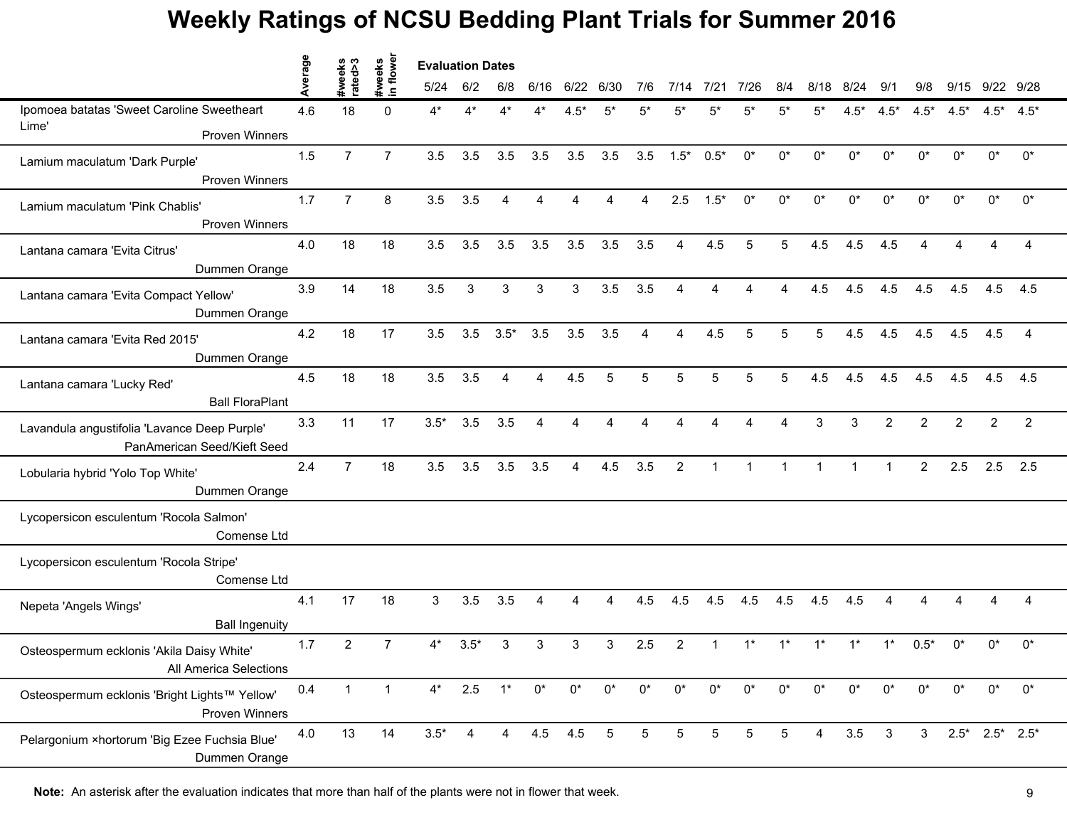# Weekly Ratings of NCSU Bedding Plant Trials for Summer 2016

| | Average | #weeks rated>3 | #weeks in flower | 5/24 | 6/2 | 6/8 | 6/16 | 6/22 | 6/30 | 7/6 | 7/14 | 7/21 | 7/26 | 8/4 | 8/18 | 8/24 | 9/1 | 9/8 | 9/15 | 9/22 | 9/28 |
|---|---|---|---|---|---|---|---|---|---|---|---|---|---|---|---|---|---|---|---|---|---|
| | | | | Evaluation Dates | | | | | | | | | | | | | | | | | |
| Ipomoea batatas 'Sweet Caroline Sweetheart Lime' Proven Winners | 4.6 | 18 | 0 | 4* | 4* | 4* | 4* | 4.5* | 5* | 5* | 5* | 5* | 5* | 5* | 5* | 4.5* | 4.5* | 4.5* | 4.5* | 4.5* | 4.5* |
| Lamium maculatum 'Dark Purple' Proven Winners | 1.5 | 7 | 7 | 3.5 | 3.5 | 3.5 | 3.5 | 3.5 | 3.5 | 3.5 | 1.5* | 0.5* | 0* | 0* | 0* | 0* | 0* | 0* | 0* | 0* | 0* |
| Lamium maculatum 'Pink Chablis' Proven Winners | 1.7 | 7 | 8 | 3.5 | 3.5 | 4 | 4 | 4 | 4 | 4 | 2.5 | 1.5* | 0* | 0* | 0* | 0* | 0* | 0* | 0* | 0* | 0* |
| Lantana camara 'Evita Citrus' Dummen Orange | 4.0 | 18 | 18 | 3.5 | 3.5 | 3.5 | 3.5 | 3.5 | 3.5 | 3.5 | 4 | 4.5 | 5 | 5 | 4.5 | 4.5 | 4.5 | 4 | 4 | 4 | 4 |
| Lantana camara 'Evita Compact Yellow' Dummen Orange | 3.9 | 14 | 18 | 3.5 | 3 | 3 | 3 | 3 | 3.5 | 3.5 | 4 | 4 | 4 | 4 | 4.5 | 4.5 | 4.5 | 4.5 | 4.5 | 4.5 | 4.5 |
| Lantana camara 'Evita Red 2015' Dummen Orange | 4.2 | 18 | 17 | 3.5 | 3.5 | 3.5* | 3.5 | 3.5 | 3.5 | 4 | 4 | 4.5 | 5 | 5 | 5 | 4.5 | 4.5 | 4.5 | 4.5 | 4.5 | 4 |
| Lantana camara 'Lucky Red' Ball FloraPlant | 4.5 | 18 | 18 | 3.5 | 3.5 | 4 | 4 | 4.5 | 5 | 5 | 5 | 5 | 5 | 5 | 4.5 | 4.5 | 4.5 | 4.5 | 4.5 | 4.5 | 4.5 |
| Lavandula angustifolia 'Lavance Deep Purple' PanAmerican Seed/Kieft Seed | 3.3 | 11 | 17 | 3.5* | 3.5 | 3.5 | 4 | 4 | 4 | 4 | 4 | 4 | 4 | 4 | 3 | 3 | 2 | 2 | 2 | 2 | 2 |
| Lobularia hybrid 'Yolo Top White' Dummen Orange | 2.4 | 7 | 18 | 3.5 | 3.5 | 3.5 | 3.5 | 4 | 4.5 | 3.5 | 2 | 1 | 1 | 1 | 1 | 1 | 1 | 2 | 2.5 | 2.5 | 2.5 |
| Lycopersicon esculentum 'Rocola Salmon' Comense Ltd | | | | | | | | | | | | | | | | | | | | | |
| Lycopersicon esculentum 'Rocola Stripe' Comense Ltd | | | | | | | | | | | | | | | | | | | | | |
| Nepeta 'Angels Wings' Ball Ingenuity | 4.1 | 17 | 18 | 3 | 3.5 | 3.5 | 4 | 4 | 4 | 4.5 | 4.5 | 4.5 | 4.5 | 4.5 | 4.5 | 4.5 | 4 | 4 | 4 | 4 | 4 |
| Osteospermum ecklonis 'Akila Daisy White' All America Selections | 1.7 | 2 | 7 | 4* | 3.5* | 3 | 3 | 3 | 3 | 2.5 | 2 | 1 | 1* | 1* | 1* | 1* | 1* | 0.5* | 0* | 0* | 0* |
| Osteospermum ecklonis 'Bright Lights™ Yellow' Proven Winners | 0.4 | 1 | 1 | 4* | 2.5 | 1* | 0* | 0* | 0* | 0* | 0* | 0* | 0* | 0* | 0* | 0* | 0* | 0* | 0* | 0* | 0* |
| Pelargonium ×hortorum 'Big Ezee Fuchsia Blue' Dummen Orange | 4.0 | 13 | 14 | 3.5* | 4 | 4 | 4.5 | 4.5 | 5 | 5 | 5 | 5 | 5 | 5 | 4 | 3.5 | 3 | 3 | 2.5* | 2.5* | 2.5* |

**Note:** An asterisk after the evaluation indicates that more than half of the plants were not in flower that week.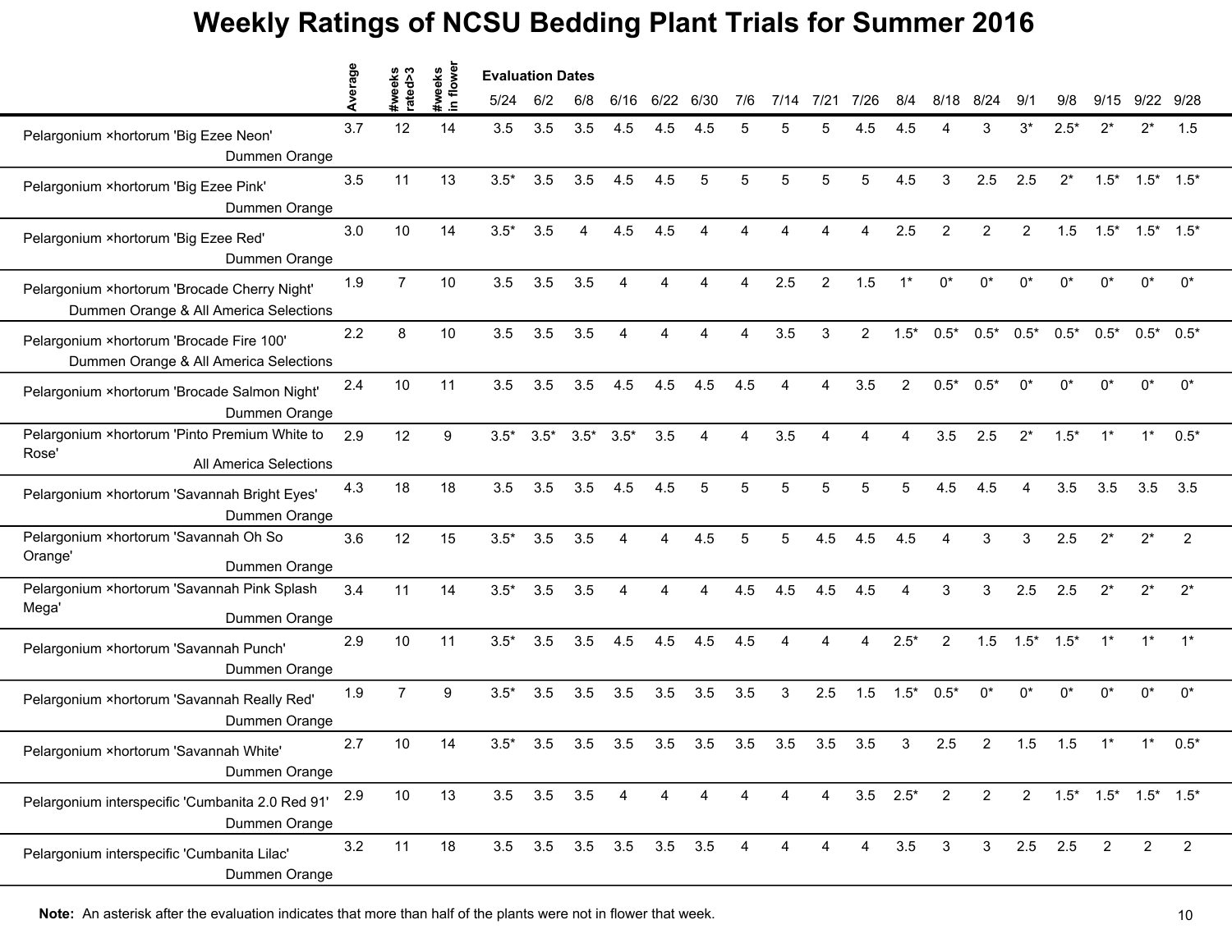# Weekly Ratings of NCSU Bedding Plant Trials for Summer 2016

| | Average | #weeks rated>3 | #weeks in flower | Evaluation Dates 5/24 | 6/2 | 6/8 | 6/16 | 6/22 | 6/30 | 7/6 | 7/14 | 7/21 | 7/26 | 8/4 | 8/18 | 8/24 | 9/1 | 9/8 | 9/15 | 9/22 | 9/28 |
|---|---|---|---|---|---|---|---|---|---|---|---|---|---|---|---|---|---|---|---|---|---|
| Pelargonium ×hortorum 'Big Ezee Neon' Dummen Orange | 3.7 | 12 | 14 | 3.5 | 3.5 | 3.5 | 4.5 | 4.5 | 4.5 | 5 | 5 | 5 | 4.5 | 4.5 | 4 | 3 | 3* | 2.5* | 2* | 2* | 1.5 |
| Pelargonium ×hortorum 'Big Ezee Pink' Dummen Orange | 3.5 | 11 | 13 | 3.5* | 3.5 | 3.5 | 4.5 | 4.5 | 5 | 5 | 5 | 5 | 5 | 4.5 | 3 | 2.5 | 2.5 | 2* | 1.5* | 1.5* | 1.5* |
| Pelargonium ×hortorum 'Big Ezee Red' Dummen Orange | 3.0 | 10 | 14 | 3.5* | 3.5 | 4 | 4.5 | 4.5 | 4 | 4 | 4 | 4 | 4 | 2.5 | 2 | 2 | 2 | 1.5 | 1.5* | 1.5* | 1.5* |
| Pelargonium ×hortorum 'Brocade Cherry Night' Dummen Orange & All America Selections | 1.9 | 7 | 10 | 3.5 | 3.5 | 3.5 | 4 | 4 | 4 | 4 | 2.5 | 2 | 1.5 | 1* | 0* | 0* | 0* | 0* | 0* | 0* | 0* |
| Pelargonium ×hortorum 'Brocade Fire 100' Dummen Orange & All America Selections | 2.2 | 8 | 10 | 3.5 | 3.5 | 3.5 | 4 | 4 | 4 | 4 | 3.5 | 3 | 2 | 1.5* | 0.5* | 0.5* | 0.5* | 0.5* | 0.5* | 0.5* | 0.5* |
| Pelargonium ×hortorum 'Brocade Salmon Night' Dummen Orange | 2.4 | 10 | 11 | 3.5 | 3.5 | 3.5 | 4.5 | 4.5 | 4.5 | 4.5 | 4 | 4 | 3.5 | 2 | 0.5* | 0.5* | 0* | 0* | 0* | 0* | 0* |
| Pelargonium ×hortorum 'Pinto Premium White to Rose' All America Selections | 2.9 | 12 | 9 | 3.5* | 3.5* | 3.5* | 3.5* | 3.5 | 4 | 4 | 3.5 | 4 | 4 | 4 | 3.5 | 2.5 | 2* | 1.5* | 1* | 1* | 0.5* |
| Pelargonium ×hortorum 'Savannah Bright Eyes' Dummen Orange | 4.3 | 18 | 18 | 3.5 | 3.5 | 3.5 | 4.5 | 4.5 | 5 | 5 | 5 | 5 | 5 | 5 | 4.5 | 4.5 | 4 | 3.5 | 3.5 | 3.5 | 3.5 |
| Pelargonium ×hortorum 'Savannah Oh So Orange' Dummen Orange | 3.6 | 12 | 15 | 3.5* | 3.5 | 3.5 | 4 | 4 | 4.5 | 5 | 5 | 4.5 | 4.5 | 4.5 | 4 | 3 | 3 | 2.5 | 2* | 2* | 2 |
| Pelargonium ×hortorum 'Savannah Pink Splash Mega' Dummen Orange | 3.4 | 11 | 14 | 3.5* | 3.5 | 3.5 | 4 | 4 | 4 | 4.5 | 4.5 | 4.5 | 4.5 | 4 | 3 | 3 | 2.5 | 2.5 | 2* | 2* | 2* |
| Pelargonium ×hortorum 'Savannah Punch' Dummen Orange | 2.9 | 10 | 11 | 3.5* | 3.5 | 3.5 | 4.5 | 4.5 | 4.5 | 4.5 | 4 | 4 | 4 | 2.5* | 2 | 1.5 | 1.5* | 1.5* | 1* | 1* | 1* |
| Pelargonium ×hortorum 'Savannah Really Red' Dummen Orange | 1.9 | 7 | 9 | 3.5* | 3.5 | 3.5 | 3.5 | 3.5 | 3.5 | 3.5 | 3 | 2.5 | 1.5 | 1.5* | 0.5* | 0* | 0* | 0* | 0* | 0* | 0* |
| Pelargonium ×hortorum 'Savannah White' Dummen Orange | 2.7 | 10 | 14 | 3.5* | 3.5 | 3.5 | 3.5 | 3.5 | 3.5 | 3.5 | 3.5 | 3.5 | 3.5 | 3 | 2.5 | 2 | 1.5 | 1.5 | 1* | 1* | 0.5* |
| Pelargonium interspecific 'Cumbanita 2.0 Red 91' Dummen Orange | 2.9 | 10 | 13 | 3.5 | 3.5 | 3.5 | 4 | 4 | 4 | 4 | 4 | 4 | 3.5 | 2.5* | 2 | 2 | 2 | 1.5* | 1.5* | 1.5* | 1.5* |
| Pelargonium interspecific 'Cumbanita Lilac' Dummen Orange | 3.2 | 11 | 18 | 3.5 | 3.5 | 3.5 | 3.5 | 3.5 | 3.5 | 4 | 4 | 4 | 4 | 3.5 | 3 | 3 | 2.5 | 2.5 | 2 | 2 | 2 |

**Note:** An asterisk after the evaluation indicates that more than half of the plants were not in flower that week.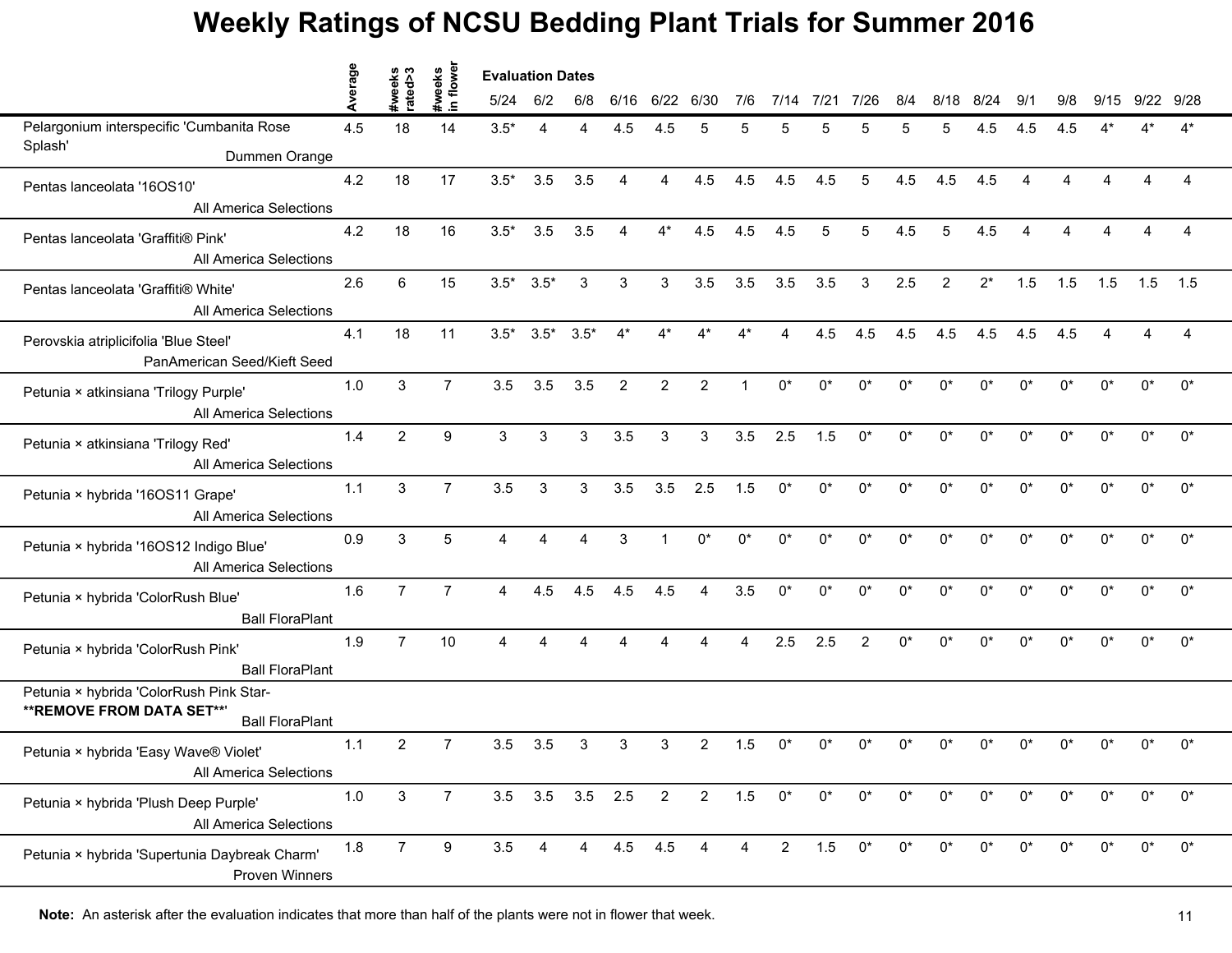# Weekly Ratings of NCSU Bedding Plant Trials for Summer 2016

| | Average | #weeks rated>3 | #weeks in flower | 5/24 | 6/2 | 6/8 | 6/16 | 6/22 | 6/30 | 7/6 | 7/14 | 7/21 | 7/26 | 8/4 | 8/18 | 8/24 | 9/1 | 9/8 | 9/15 | 9/22 | 9/28 |
|---|---|---|---|---|---|---|---|---|---|---|---|---|---|---|---|---|---|---|---|---|---|
| | | | | Evaluation Dates | | | | | | | | | | | | | | | | | |
| Pelargonium interspecific 'Cumbanita Rose Splash' Dummen Orange | 4.5 | 18 | 14 | 3.5* | 4 | 4 | 4.5 | 4.5 | 5 | 5 | 5 | 5 | 5 | 5 | 5 | 4.5 | 4.5 | 4.5 | 4* | 4* | 4* |
| Pentas lanceolata '16OS10' All America Selections | 4.2 | 18 | 17 | 3.5* | 3.5 | 3.5 | 4 | 4 | 4.5 | 4.5 | 4.5 | 4.5 | 5 | 4.5 | 4.5 | 4.5 | 4 | 4 | 4 | 4 | 4 |
| Pentas lanceolata 'Graffiti® Pink' All America Selections | 4.2 | 18 | 16 | 3.5* | 3.5 | 3.5 | 4 | 4* | 4.5 | 4.5 | 4.5 | 5 | 5 | 4.5 | 5 | 4.5 | 4 | 4 | 4 | 4 | 4 |
| Pentas lanceolata 'Graffiti® White' All America Selections | 2.6 | 6 | 15 | 3.5* | 3.5* | 3 | 3 | 3 | 3.5 | 3.5 | 3.5 | 3.5 | 3 | 2.5 | 2 | 2* | 1.5 | 1.5 | 1.5 | 1.5 | 1.5 |
| Perovskia atriplicifolia 'Blue Steel' PanAmerican Seed/Kieft Seed | 4.1 | 18 | 11 | 3.5* | 3.5* | 3.5* | 4* | 4* | 4* | 4* | 4 | 4.5 | 4.5 | 4.5 | 4.5 | 4.5 | 4.5 | 4.5 | 4 | 4 | 4 |
| Petunia × atkinsiana 'Trilogy Purple' All America Selections | 1.0 | 3 | 7 | 3.5 | 3.5 | 3.5 | 2 | 2 | 2 | 1 | 0* | 0* | 0* | 0* | 0* | 0* | 0* | 0* | 0* | 0* | 0* |
| Petunia × atkinsiana 'Trilogy Red' All America Selections | 1.4 | 2 | 9 | 3 | 3 | 3 | 3.5 | 3 | 3 | 3.5 | 2.5 | 1.5 | 0* | 0* | 0* | 0* | 0* | 0* | 0* | 0* | 0* |
| Petunia × hybrida '16OS11 Grape' All America Selections | 1.1 | 3 | 7 | 3.5 | 3 | 3 | 3.5 | 3.5 | 2.5 | 1.5 | 0* | 0* | 0* | 0* | 0* | 0* | 0* | 0* | 0* | 0* | 0* |
| Petunia × hybrida '16OS12 Indigo Blue' All America Selections | 0.9 | 3 | 5 | 4 | 4 | 4 | 3 | 1 | 0* | 0* | 0* | 0* | 0* | 0* | 0* | 0* | 0* | 0* | 0* | 0* | 0* |
| Petunia × hybrida 'ColorRush Blue' Ball FloraPlant | 1.6 | 7 | 7 | 4 | 4.5 | 4.5 | 4.5 | 4.5 | 4 | 3.5 | 0* | 0* | 0* | 0* | 0* | 0* | 0* | 0* | 0* | 0* | 0* |
| Petunia × hybrida 'ColorRush Pink' Ball FloraPlant | 1.9 | 7 | 10 | 4 | 4 | 4 | 4 | 4 | 4 | 4 | 2.5 | 2.5 | 2 | 0* | 0* | 0* | 0* | 0* | 0* | 0* | 0* |
| Petunia × hybrida 'ColorRush Pink Star- **REMOVE FROM DATA SET**' Ball FloraPlant | | | | | | | | | | | | | | | | | | | | | |
| Petunia × hybrida 'Easy Wave® Violet' All America Selections | 1.1 | 2 | 7 | 3.5 | 3.5 | 3 | 3 | 3 | 2 | 1.5 | 0* | 0* | 0* | 0* | 0* | 0* | 0* | 0* | 0* | 0* | 0* |
| Petunia × hybrida 'Plush Deep Purple' All America Selections | 1.0 | 3 | 7 | 3.5 | 3.5 | 3.5 | 2.5 | 2 | 2 | 1.5 | 0* | 0* | 0* | 0* | 0* | 0* | 0* | 0* | 0* | 0* | 0* |
| Petunia × hybrida 'Supertunia Daybreak Charm' Proven Winners | 1.8 | 7 | 9 | 3.5 | 4 | 4 | 4.5 | 4.5 | 4 | 4 | 2 | 1.5 | 0* | 0* | 0* | 0* | 0* | 0* | 0* | 0* | 0* |

**Note:** An asterisk after the evaluation indicates that more than half of the plants were not in flower that week.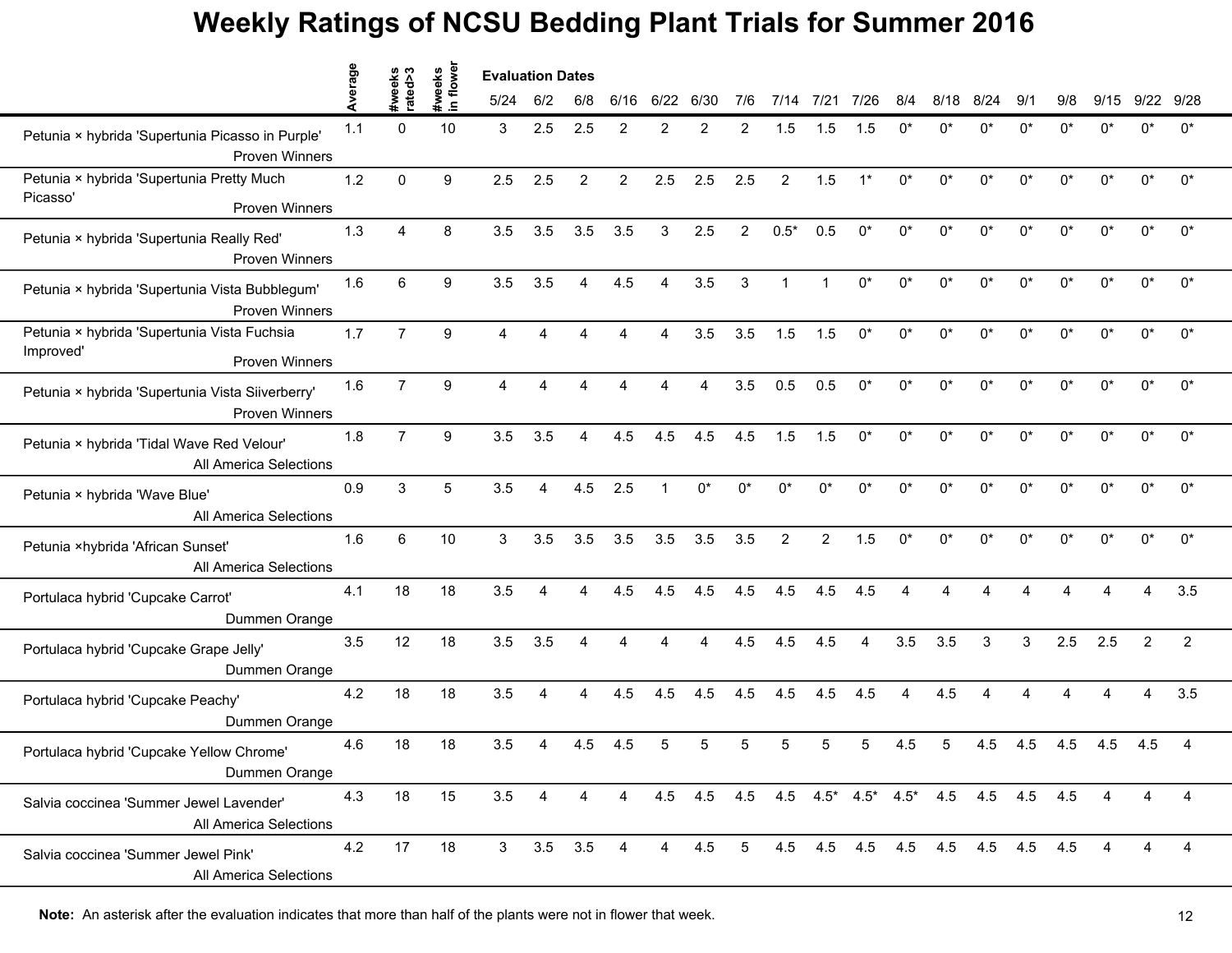# Weekly Ratings of NCSU Bedding Plant Trials for Summer 2016

| | Average | #weeks rated>3 | #weeks in flower | 5/24 | 6/2 | 6/8 | 6/16 | 6/22 | 6/30 | 7/6 | 7/14 | 7/21 | 7/26 | 8/4 | 8/18 | 8/24 | 9/1 | 9/8 | 9/15 | 9/22 | 9/28 |
|---|---|---|---|---|---|---|---|---|---|---|---|---|---|---|---|---|---|---|---|---|---|
| | | | | **Evaluation Dates** | | | | | | | | | | | | | | | | | |
| Petunia × hybrida 'Supertunia Picasso in Purple' Proven Winners | 1.1 | 0 | 10 | 3 | 2.5 | 2.5 | 2 | 2 | 2 | 2 | 1.5 | 1.5 | 1.5 | 0* | 0* | 0* | 0* | 0* | 0* | 0* | 0* |
| Petunia × hybrida 'Supertunia Pretty Much Picasso' Proven Winners | 1.2 | 0 | 9 | 2.5 | 2.5 | 2 | 2 | 2.5 | 2.5 | 2.5 | 2 | 1.5 | 1* | 0* | 0* | 0* | 0* | 0* | 0* | 0* | 0* |
| Petunia × hybrida 'Supertunia Really Red' Proven Winners | 1.3 | 4 | 8 | 3.5 | 3.5 | 3.5 | 3.5 | 3 | 2.5 | 2 | 0.5* | 0.5 | 0* | 0* | 0* | 0* | 0* | 0* | 0* | 0* | 0* |
| Petunia × hybrida 'Supertunia Vista Bubblegum' Proven Winners | 1.6 | 6 | 9 | 3.5 | 3.5 | 4 | 4.5 | 4 | 3.5 | 3 | 1 | 1 | 0* | 0* | 0* | 0* | 0* | 0* | 0* | 0* | 0* |
| Petunia × hybrida 'Supertunia Vista Fuchsia Improved' Proven Winners | 1.7 | 7 | 9 | 4 | 4 | 4 | 4 | 4 | 3.5 | 3.5 | 1.5 | 1.5 | 0* | 0* | 0* | 0* | 0* | 0* | 0* | 0* | 0* |
| Petunia × hybrida 'Supertunia Vista Siiverberry' Proven Winners | 1.6 | 7 | 9 | 4 | 4 | 4 | 4 | 4 | 4 | 3.5 | 0.5 | 0.5 | 0* | 0* | 0* | 0* | 0* | 0* | 0* | 0* | 0* |
| Petunia × hybrida 'Tidal Wave Red Velour' All America Selections | 1.8 | 7 | 9 | 3.5 | 3.5 | 4 | 4.5 | 4.5 | 4.5 | 4.5 | 1.5 | 1.5 | 0* | 0* | 0* | 0* | 0* | 0* | 0* | 0* | 0* |
| Petunia × hybrida 'Wave Blue' All America Selections | 0.9 | 3 | 5 | 3.5 | 4 | 4.5 | 2.5 | 1 | 0* | 0* | 0* | 0* | 0* | 0* | 0* | 0* | 0* | 0* | 0* | 0* | 0* |
| Petunia ×hybrida 'African Sunset' All America Selections | 1.6 | 6 | 10 | 3 | 3.5 | 3.5 | 3.5 | 3.5 | 3.5 | 3.5 | 2 | 2 | 1.5 | 0* | 0* | 0* | 0* | 0* | 0* | 0* | 0* |
| Portulaca hybrid 'Cupcake Carrot' Dummen Orange | 4.1 | 18 | 18 | 3.5 | 4 | 4 | 4.5 | 4.5 | 4.5 | 4.5 | 4.5 | 4.5 | 4.5 | 4 | 4 | 4 | 4 | 4 | 4 | 4 | 3.5 |
| Portulaca hybrid 'Cupcake Grape Jelly' Dummen Orange | 3.5 | 12 | 18 | 3.5 | 3.5 | 4 | 4 | 4 | 4 | 4.5 | 4.5 | 4.5 | 4 | 3.5 | 3.5 | 3 | 3 | 2.5 | 2.5 | 2 | 2 |
| Portulaca hybrid 'Cupcake Peachy' Dummen Orange | 4.2 | 18 | 18 | 3.5 | 4 | 4 | 4.5 | 4.5 | 4.5 | 4.5 | 4.5 | 4.5 | 4.5 | 4 | 4.5 | 4 | 4 | 4 | 4 | 4 | 3.5 |
| Portulaca hybrid 'Cupcake Yellow Chrome' Dummen Orange | 4.6 | 18 | 18 | 3.5 | 4 | 4.5 | 4.5 | 5 | 5 | 5 | 5 | 5 | 5 | 4.5 | 5 | 4.5 | 4.5 | 4.5 | 4.5 | 4.5 | 4 |
| Salvia coccinea 'Summer Jewel Lavender' All America Selections | 4.3 | 18 | 15 | 3.5 | 4 | 4 | 4 | 4.5 | 4.5 | 4.5 | 4.5 | 4.5* | 4.5* | 4.5* | 4.5 | 4.5 | 4.5 | 4.5 | 4 | 4 | 4 |
| Salvia coccinea 'Summer Jewel Pink' All America Selections | 4.2 | 17 | 18 | 3 | 3.5 | 3.5 | 4 | 4 | 4.5 | 5 | 4.5 | 4.5 | 4.5 | 4.5 | 4.5 | 4.5 | 4.5 | 4.5 | 4 | 4 | 4 |

**Note:** An asterisk after the evaluation indicates that more than half of the plants were not in flower that week.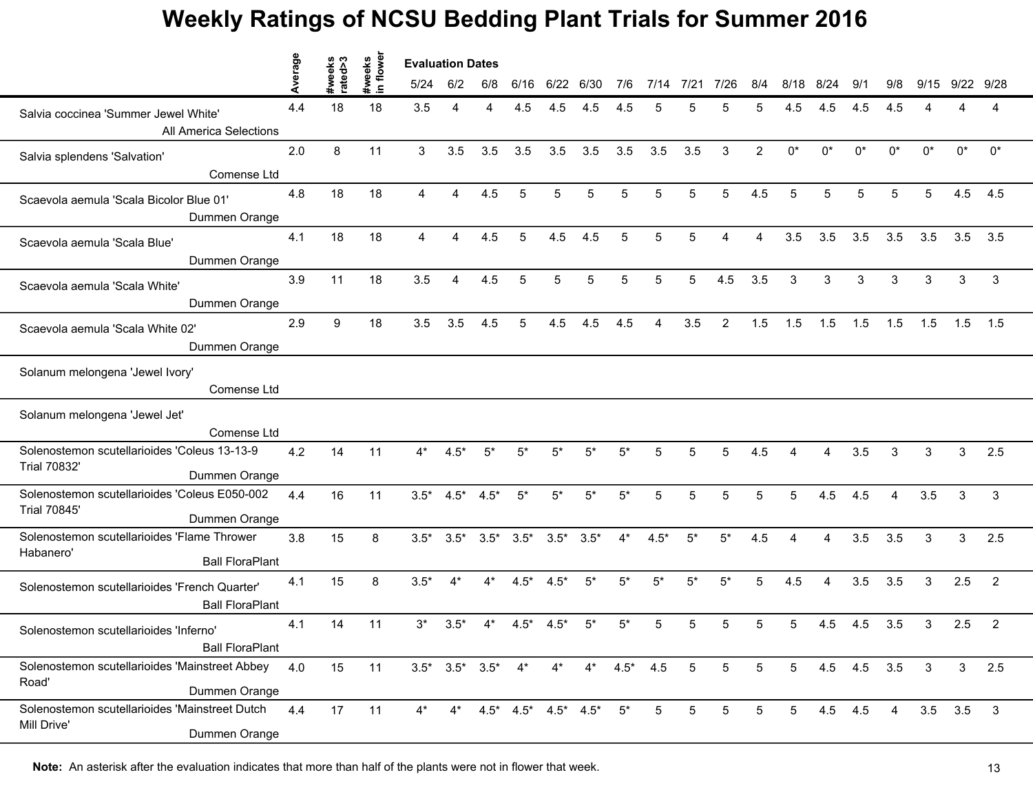# Weekly Ratings of NCSU Bedding Plant Trials for Summer 2016

| | Average | #weeks rated>3 | #weeks in flower | Evaluation Dates 5/24 | 6/2 | 6/8 | 6/16 | 6/22 | 6/30 | 7/6 | 7/14 | 7/21 | 7/26 | 8/4 | 8/18 | 8/24 | 9/1 | 9/8 | 9/15 | 9/22 | 9/28 |
|---|---|---|---|---|---|---|---|---|---|---|---|---|---|---|---|---|---|---|---|---|---|
| Salvia coccinea 'Summer Jewel White' All America Selections | 4.4 | 18 | 18 | 3.5 | 4 | 4 | 4.5 | 4.5 | 4.5 | 4.5 | 5 | 5 | 5 | 5 | 4.5 | 4.5 | 4.5 | 4.5 | 4 | 4 | 4 |
| Salvia splendens 'Salvation' Comense Ltd | 2.0 | 8 | 11 | 3 | 3.5 | 3.5 | 3.5 | 3.5 | 3.5 | 3.5 | 3.5 | 3.5 | 3 | 2 | 0* | 0* | 0* | 0* | 0* | 0* | 0* |
| Scaevola aemula 'Scala Bicolor Blue 01' Dummen Orange | 4.8 | 18 | 18 | 4 | 4 | 4.5 | 5 | 5 | 5 | 5 | 5 | 5 | 5 | 4.5 | 5 | 5 | 5 | 5 | 5 | 4.5 | 4.5 |
| Scaevola aemula 'Scala Blue' Dummen Orange | 4.1 | 18 | 18 | 4 | 4 | 4.5 | 5 | 4.5 | 4.5 | 5 | 5 | 5 | 4 | 4 | 3.5 | 3.5 | 3.5 | 3.5 | 3.5 | 3.5 | 3.5 |
| Scaevola aemula 'Scala White' Dummen Orange | 3.9 | 11 | 18 | 3.5 | 4 | 4.5 | 5 | 5 | 5 | 5 | 5 | 5 | 4.5 | 3.5 | 3 | 3 | 3 | 3 | 3 | 3 | 3 |
| Scaevola aemula 'Scala White 02' Dummen Orange | 2.9 | 9 | 18 | 3.5 | 3.5 | 4.5 | 5 | 4.5 | 4.5 | 4.5 | 4 | 3.5 | 2 | 1.5 | 1.5 | 1.5 | 1.5 | 1.5 | 1.5 | 1.5 | 1.5 |
| Solanum melongena 'Jewel Ivory' Comense Ltd | | | | | | | | | | | | | | | | | | | | | |
| Solanum melongena 'Jewel Jet' Comense Ltd | | | | | | | | | | | | | | | | | | | | | |
| Solenostemon scutellarioides 'Coleus 13-13-9 Trial 70832' Dummen Orange | 4.2 | 14 | 11 | 4* | 4.5* | 5* | 5* | 5* | 5* | 5* | 5 | 5 | 5 | 4.5 | 4 | 4 | 3.5 | 3 | 3 | 3 | 2.5 |
| Solenostemon scutellarioides 'Coleus E050-002 Trial 70845' Dummen Orange | 4.4 | 16 | 11 | 3.5* | 4.5* | 4.5* | 5* | 5* | 5* | 5* | 5 | 5 | 5 | 5 | 5 | 4.5 | 4.5 | 4 | 3.5 | 3 | 3 |
| Solenostemon scutellarioides 'Flame Thrower Habanero' Ball FloraPlant | 3.8 | 15 | 8 | 3.5* | 3.5* | 3.5* | 3.5* | 3.5* | 3.5* | 4* | 4.5* | 5* | 5* | 4.5 | 4 | 4 | 3.5 | 3.5 | 3 | 3 | 2.5 |
| Solenostemon scutellarioides 'French Quarter' Ball FloraPlant | 4.1 | 15 | 8 | 3.5* | 4* | 4* | 4.5* | 4.5* | 5* | 5* | 5* | 5* | 5* | 5 | 4.5 | 4 | 3.5 | 3.5 | 3 | 2.5 | 2 |
| Solenostemon scutellarioides 'Inferno' Ball FloraPlant | 4.1 | 14 | 11 | 3* | 3.5* | 4* | 4.5* | 4.5* | 5* | 5* | 5 | 5 | 5 | 5 | 5 | 4.5 | 4.5 | 3.5 | 3 | 2.5 | 2 |
| Solenostemon scutellarioides 'Mainstreet Abbey Road' Dummen Orange | 4.0 | 15 | 11 | 3.5* | 3.5* | 3.5* | 4* | 4* | 4* | 4.5* | 4.5 | 5 | 5 | 5 | 5 | 4.5 | 4.5 | 3.5 | 3 | 3 | 2.5 |
| Solenostemon scutellarioides 'Mainstreet Dutch Mill Drive' Dummen Orange | 4.4 | 17 | 11 | 4* | 4* | 4.5* | 4.5* | 4.5* | 4.5* | 5* | 5 | 5 | 5 | 5 | 5 | 4.5 | 4.5 | 4 | 3.5 | 3.5 | 3 |

**Note:** An asterisk after the evaluation indicates that more than half of the plants were not in flower that week.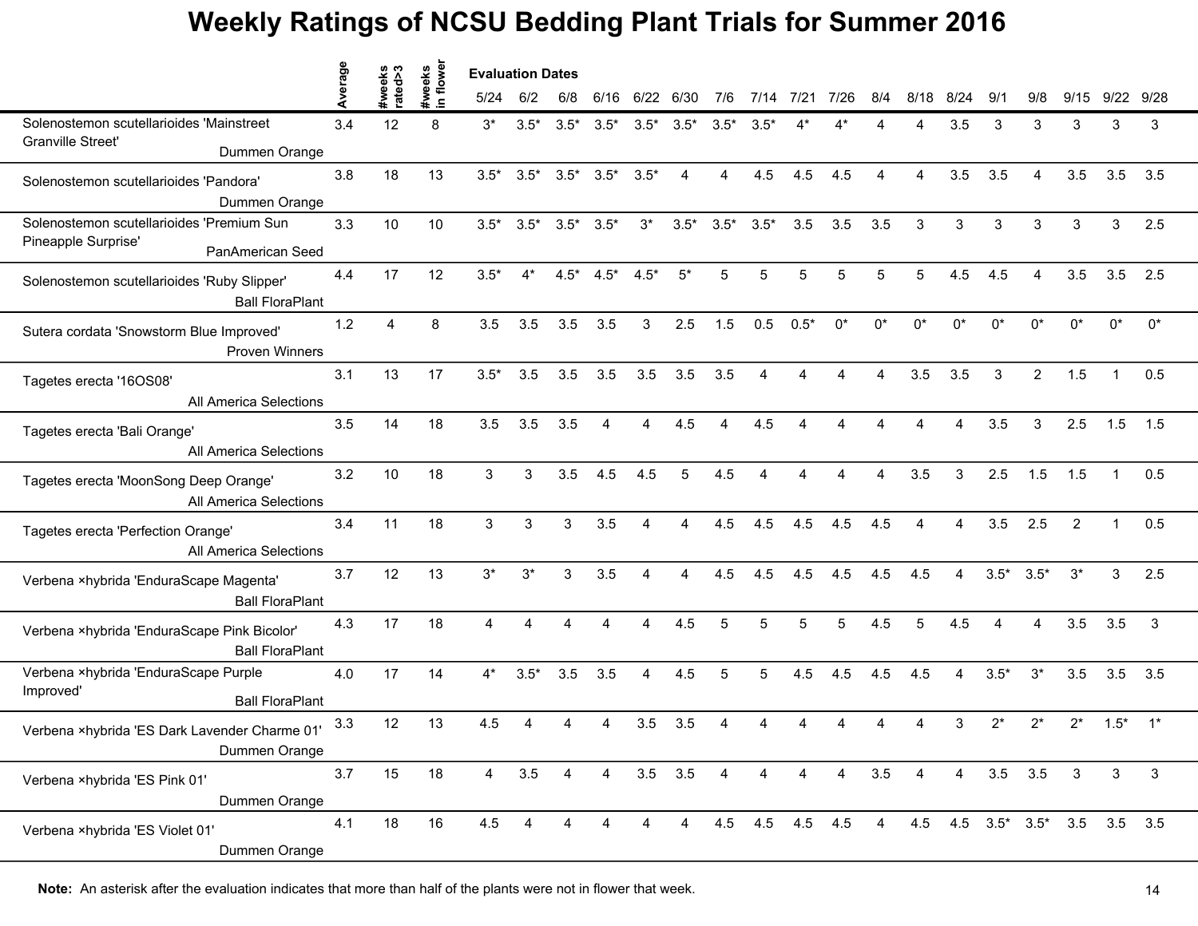# Weekly Ratings of NCSU Bedding Plant Trials for Summer 2016

| | Average | #weeks rated>3 | #weeks in flower | 5/24 | 6/2 | 6/8 | 6/16 | 6/22 | 6/30 | 7/6 | 7/14 | 7/21 | 7/26 | 8/4 | 8/18 | 8/24 | 9/1 | 9/8 | 9/15 | 9/22 | 9/28 |
|---|---|---|---|---|---|---|---|---|---|---|---|---|---|---|---|---|---|---|---|---|---|
| | | | | Evaluation Dates | | | | | | | | | | | | | | | | | |
| Solenostemon scutellarioides 'Mainstreet Granville Street' Dummen Orange | 3.4 | 12 | 8 | 3* | 3.5* | 3.5* | 3.5* | 3.5* | 3.5* | 3.5* | 3.5* | 4* | 4* | 4 | 4 | 3.5 | 3 | 3 | 3 | 3 | 3 |
| Solenostemon scutellarioides 'Pandora' Dummen Orange | 3.8 | 18 | 13 | 3.5* | 3.5* | 3.5* | 3.5* | 3.5* | 4 | 4 | 4.5 | 4.5 | 4.5 | 4 | 4 | 3.5 | 3.5 | 4 | 3.5 | 3.5 | 3.5 |
| Solenostemon scutellarioides 'Premium Sun Pineapple Surprise' PanAmerican Seed | 3.3 | 10 | 10 | 3.5* | 3.5* | 3.5* | 3.5* | 3* | 3.5* | 3.5* | 3.5* | 3.5 | 3.5 | 3.5 | 3 | 3 | 3 | 3 | 3 | 3 | 2.5 |
| Solenostemon scutellarioides 'Ruby Slipper' Ball FloraPlant | 4.4 | 17 | 12 | 3.5* | 4* | 4.5* | 4.5* | 4.5* | 5* | 5 | 5 | 5 | 5 | 5 | 5 | 4.5 | 4.5 | 4 | 3.5 | 3.5 | 2.5 |
| Sutera cordata 'Snowstorm Blue Improved' Proven Winners | 1.2 | 4 | 8 | 3.5 | 3.5 | 3.5 | 3.5 | 3 | 2.5 | 1.5 | 0.5 | 0.5* | 0* | 0* | 0* | 0* | 0* | 0* | 0* | 0* | 0* |
| Tagetes erecta '16OS08' All America Selections | 3.1 | 13 | 17 | 3.5* | 3.5 | 3.5 | 3.5 | 3.5 | 3.5 | 3.5 | 4 | 4 | 4 | 4 | 3.5 | 3.5 | 3 | 2 | 1.5 | 1 | 0.5 |
| Tagetes erecta 'Bali Orange' All America Selections | 3.5 | 14 | 18 | 3.5 | 3.5 | 3.5 | 4 | 4 | 4.5 | 4 | 4.5 | 4 | 4 | 4 | 4 | 4 | 3.5 | 3 | 2.5 | 1.5 | 1.5 |
| Tagetes erecta 'MoonSong Deep Orange' All America Selections | 3.2 | 10 | 18 | 3 | 3 | 3.5 | 4.5 | 4.5 | 5 | 4.5 | 4 | 4 | 4 | 4 | 3.5 | 3 | 2.5 | 1.5 | 1.5 | 1 | 0.5 |
| Tagetes erecta 'Perfection Orange' All America Selections | 3.4 | 11 | 18 | 3 | 3 | 3 | 3.5 | 4 | 4 | 4.5 | 4.5 | 4.5 | 4.5 | 4.5 | 4 | 4 | 3.5 | 2.5 | 2 | 1 | 0.5 |
| Verbena ×hybrida 'EnduraScape Magenta' Ball FloraPlant | 3.7 | 12 | 13 | 3* | 3* | 3 | 3.5 | 4 | 4 | 4.5 | 4.5 | 4.5 | 4.5 | 4.5 | 4.5 | 4 | 3.5* | 3.5* | 3* | 3 | 2.5 |
| Verbena ×hybrida 'EnduraScape Pink Bicolor' Ball FloraPlant | 4.3 | 17 | 18 | 4 | 4 | 4 | 4 | 4 | 4.5 | 5 | 5 | 5 | 5 | 4.5 | 5 | 4.5 | 4 | 4 | 3.5 | 3.5 | 3 |
| Verbena ×hybrida 'EnduraScape Purple Improved' Ball FloraPlant | 4.0 | 17 | 14 | 4* | 3.5* | 3.5 | 3.5 | 4 | 4.5 | 5 | 5 | 4.5 | 4.5 | 4.5 | 4.5 | 4 | 3.5* | 3* | 3.5 | 3.5 | 3.5 |
| Verbena ×hybrida 'ES Dark Lavender Charme 01' Dummen Orange | 3.3 | 12 | 13 | 4.5 | 4 | 4 | 4 | 3.5 | 3.5 | 4 | 4 | 4 | 4 | 4 | 4 | 3 | 2* | 2* | 2* | 1.5* | 1* |
| Verbena ×hybrida 'ES Pink 01' Dummen Orange | 3.7 | 15 | 18 | 4 | 3.5 | 4 | 4 | 3.5 | 3.5 | 4 | 4 | 4 | 4 | 3.5 | 4 | 4 | 3.5 | 3.5 | 3 | 3 | 3 |
| Verbena ×hybrida 'ES Violet 01' Dummen Orange | 4.1 | 18 | 16 | 4.5 | 4 | 4 | 4 | 4 | 4 | 4.5 | 4.5 | 4.5 | 4.5 | 4 | 4.5 | 4.5 | 3.5* | 3.5* | 3.5 | 3.5 | 3.5 |

**Note:** An asterisk after the evaluation indicates that more than half of the plants were not in flower that week.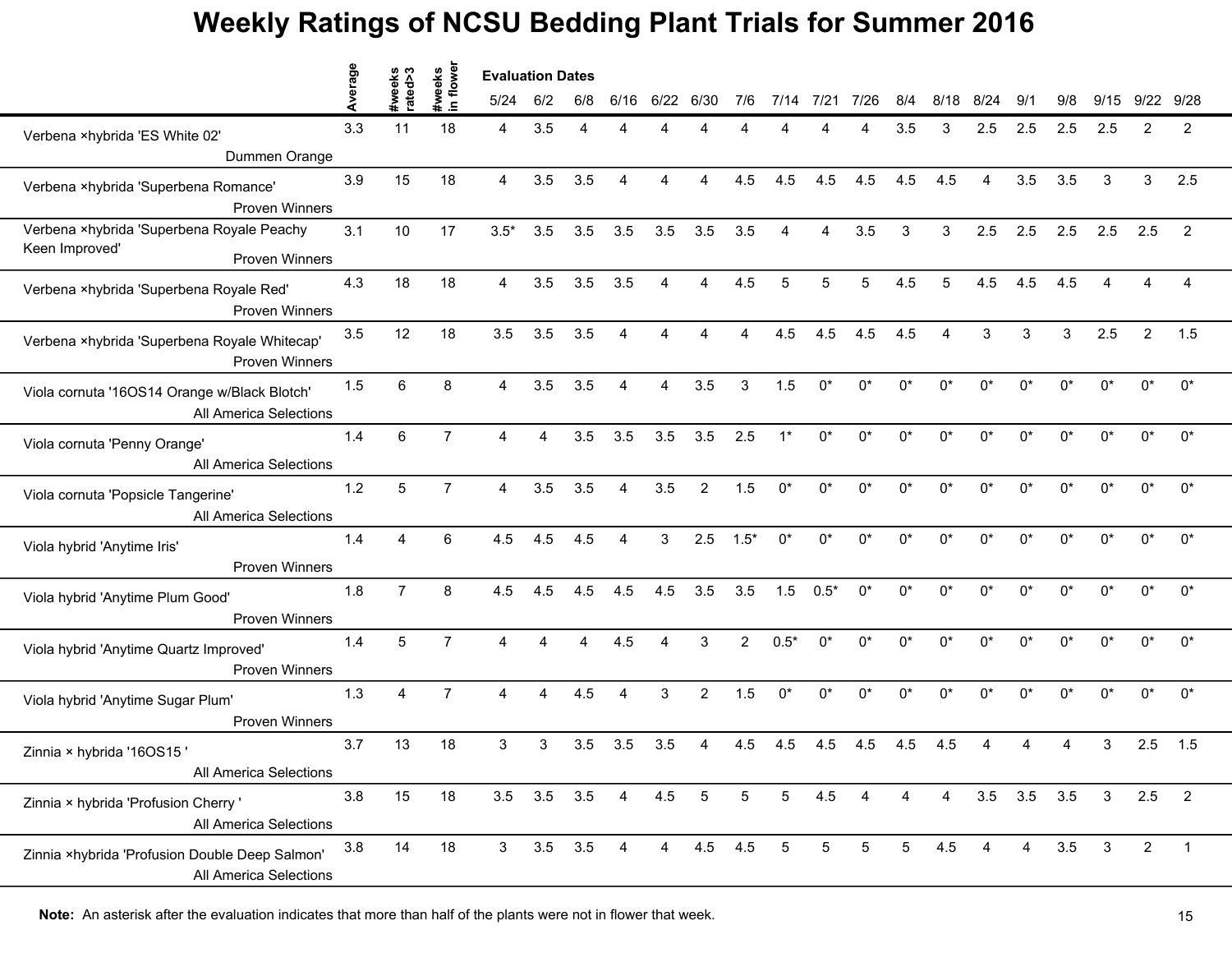# Weekly Ratings of NCSU Bedding Plant Trials for Summer 2016

| | Average | #weeks rated>3 | #weeks in flower | Evaluation Dates 5/24 | 6/2 | 6/8 | 6/16 | 6/22 | 6/30 | 7/6 | 7/14 | 7/21 | 7/26 | 8/4 | 8/18 | 8/24 | 9/1 | 9/8 | 9/15 | 9/22 | 9/28 |
|---|---|---|---|---|---|---|---|---|---|---|---|---|---|---|---|---|---|---|---|---|---|
| Verbena ×hybrida 'ES White 02' Dummen Orange | 3.3 | 11 | 18 | 4 | 3.5 | 4 | 4 | 4 | 4 | 4 | 4 | 4 | 4 | 3.5 | 3 | 2.5 | 2.5 | 2.5 | 2.5 | 2 | 2 |
| Verbena ×hybrida 'Superbena Romance' Proven Winners | 3.9 | 15 | 18 | 4 | 3.5 | 3.5 | 4 | 4 | 4 | 4.5 | 4.5 | 4.5 | 4.5 | 4.5 | 4.5 | 4 | 3.5 | 3.5 | 3 | 3 | 2.5 |
| Verbena ×hybrida 'Superbena Royale Peachy Keen Improved' Proven Winners | 3.1 | 10 | 17 | 3.5* | 3.5 | 3.5 | 3.5 | 3.5 | 3.5 | 3.5 | 4 | 4 | 3.5 | 3 | 3 | 2.5 | 2.5 | 2.5 | 2.5 | 2.5 | 2 |
| Verbena ×hybrida 'Superbena Royale Red' Proven Winners | 4.3 | 18 | 18 | 4 | 3.5 | 3.5 | 3.5 | 4 | 4 | 4.5 | 5 | 5 | 5 | 4.5 | 5 | 4.5 | 4.5 | 4.5 | 4 | 4 | 4 |
| Verbena ×hybrida 'Superbena Royale Whitecap' Proven Winners | 3.5 | 12 | 18 | 3.5 | 3.5 | 3.5 | 4 | 4 | 4 | 4 | 4.5 | 4.5 | 4.5 | 4.5 | 4 | 3 | 3 | 3 | 2.5 | 2 | 1.5 |
| Viola cornuta '16OS14 Orange w/Black Blotch' All America Selections | 1.5 | 6 | 8 | 4 | 3.5 | 3.5 | 4 | 4 | 3.5 | 3 | 1.5 | 0* | 0* | 0* | 0* | 0* | 0* | 0* | 0* | 0* | 0* |
| Viola cornuta 'Penny Orange' All America Selections | 1.4 | 6 | 7 | 4 | 4 | 3.5 | 3.5 | 3.5 | 3.5 | 2.5 | 1* | 0* | 0* | 0* | 0* | 0* | 0* | 0* | 0* | 0* | 0* |
| Viola cornuta 'Popsicle Tangerine' All America Selections | 1.2 | 5 | 7 | 4 | 3.5 | 3.5 | 4 | 3.5 | 2 | 1.5 | 0* | 0* | 0* | 0* | 0* | 0* | 0* | 0* | 0* | 0* | 0* |
| Viola hybrid 'Anytime Iris' Proven Winners | 1.4 | 4 | 6 | 4.5 | 4.5 | 4.5 | 4 | 3 | 2.5 | 1.5* | 0* | 0* | 0* | 0* | 0* | 0* | 0* | 0* | 0* | 0* | 0* |
| Viola hybrid 'Anytime Plum Good' Proven Winners | 1.8 | 7 | 8 | 4.5 | 4.5 | 4.5 | 4.5 | 4.5 | 3.5 | 3.5 | 1.5 | 0.5* | 0* | 0* | 0* | 0* | 0* | 0* | 0* | 0* | 0* |
| Viola hybrid 'Anytime Quartz Improved' Proven Winners | 1.4 | 5 | 7 | 4 | 4 | 4 | 4.5 | 4 | 3 | 2 | 0.5* | 0* | 0* | 0* | 0* | 0* | 0* | 0* | 0* | 0* | 0* |
| Viola hybrid 'Anytime Sugar Plum' Proven Winners | 1.3 | 4 | 7 | 4 | 4 | 4.5 | 4 | 3 | 2 | 1.5 | 0* | 0* | 0* | 0* | 0* | 0* | 0* | 0* | 0* | 0* | 0* |
| Zinnia × hybrida '16OS15 ' All America Selections | 3.7 | 13 | 18 | 3 | 3 | 3.5 | 3.5 | 3.5 | 4 | 4.5 | 4.5 | 4.5 | 4.5 | 4.5 | 4.5 | 4 | 4 | 4 | 3 | 2.5 | 1.5 |
| Zinnia × hybrida 'Profusion Cherry ' All America Selections | 3.8 | 15 | 18 | 3.5 | 3.5 | 3.5 | 4 | 4.5 | 5 | 5 | 5 | 4.5 | 4 | 4 | 4 | 3.5 | 3.5 | 3.5 | 3 | 2.5 | 2 |
| Zinnia ×hybrida 'Profusion Double Deep Salmon' All America Selections | 3.8 | 14 | 18 | 3 | 3.5 | 3.5 | 4 | 4 | 4.5 | 4.5 | 5 | 5 | 5 | 5 | 4.5 | 4 | 4 | 3.5 | 3 | 2 | 1 |

**Note:** An asterisk after the evaluation indicates that more than half of the plants were not in flower that week.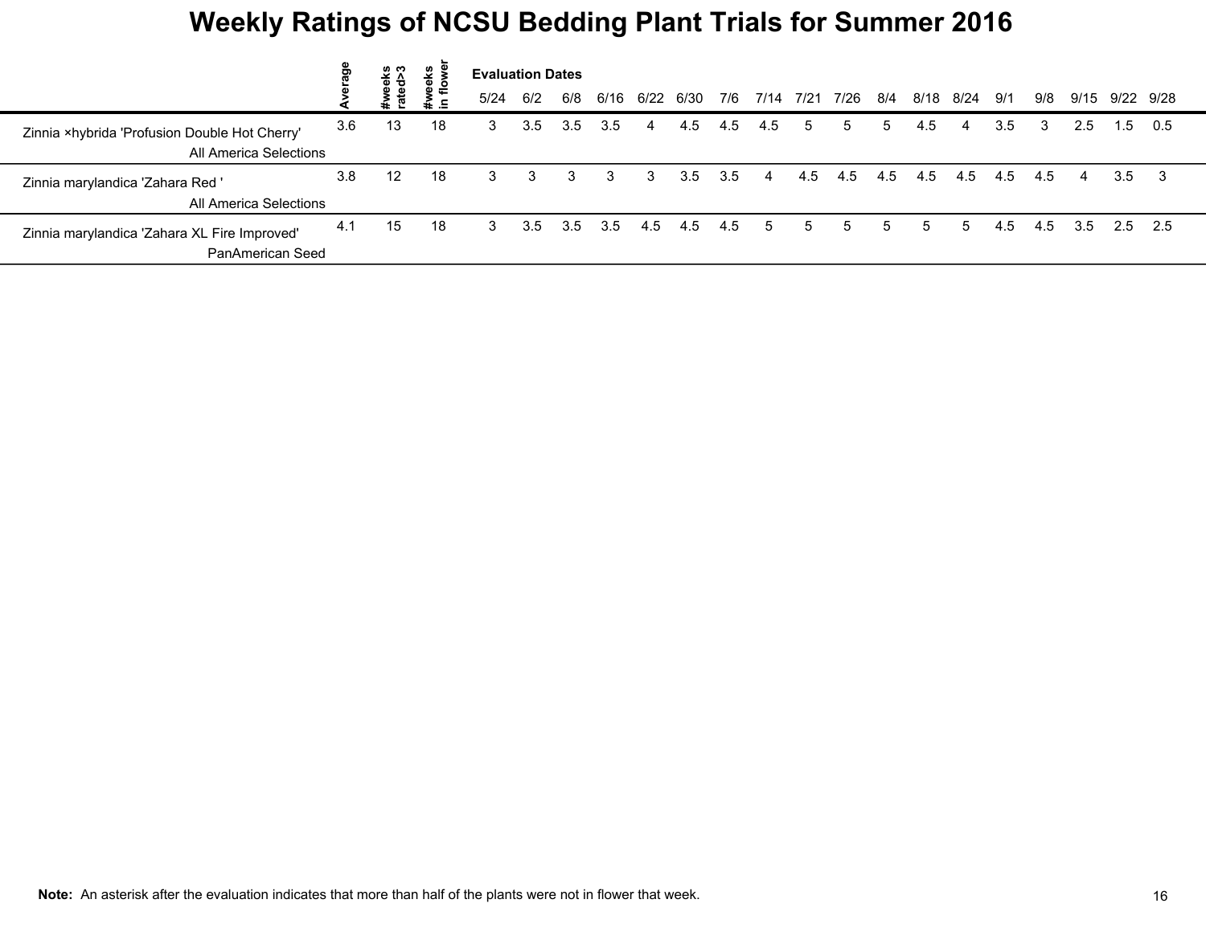# Weekly Ratings of NCSU Bedding Plant Trials for Summer 2016

| | Average | #weeks rated>3 | #weeks in flower | 5/24 | 6/2 | 6/8 | 6/16 | 6/22 | 6/30 | 7/6 | 7/14 | 7/21 | 7/26 | 8/4 | 8/18 | 8/24 | 9/1 | 9/8 | 9/15 | 9/22 | 9/28 |
|---|---|---|---|---|---|---|---|---|---|---|---|---|---|---|---|---|---|---|---|---|---|
| Zinnia ×hybrida 'Profusion Double Hot Cherry' All America Selections | 3.6 | 13 | 18 | 3 | 3.5 | 3.5 | 3.5 | 4 | 4.5 | 4.5 | 4.5 | 5 | 5 | 5 | 4.5 | 4 | 3.5 | 3 | 2.5 | 1.5 | 0.5 |
| Zinnia marylandica 'Zahara Red ' All America Selections | 3.8 | 12 | 18 | 3 | 3 | 3 | 3 | 3 | 3.5 | 3.5 | 4 | 4.5 | 4.5 | 4.5 | 4.5 | 4.5 | 4.5 | 4.5 | 4 | 3.5 | 3 |
| Zinnia marylandica 'Zahara XL Fire Improved' PanAmerican Seed | 4.1 | 15 | 18 | 3 | 3.5 | 3.5 | 3.5 | 4.5 | 4.5 | 4.5 | 5 | 5 | 5 | 5 | 5 | 5 | 4.5 | 4.5 | 3.5 | 2.5 | 2.5 |

**Note:** An asterisk after the evaluation indicates that more than half of the plants were not in flower that week.